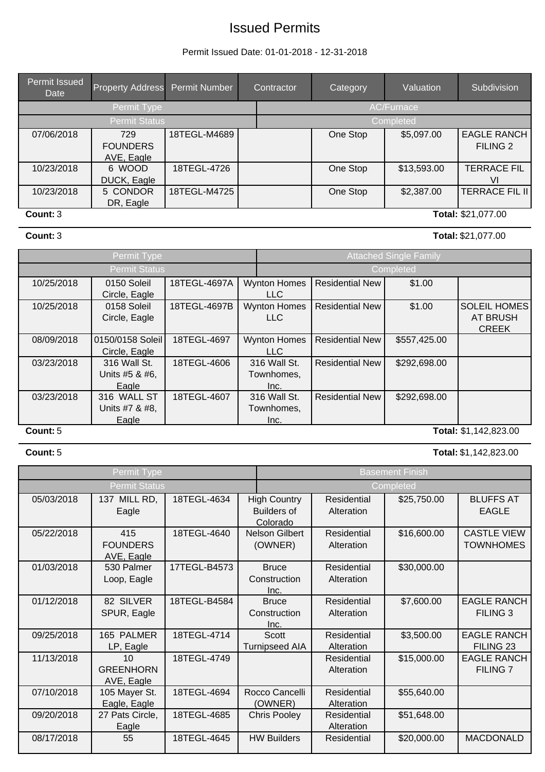# Issued Permits

Permit Issued Date: 01-01-2018 - 12-31-2018

| Permit Issued Date | Property Address | Permit Number | Contractor | Category | Valuation | Subdivision |
|---|---|---|---|---|---|---|
| **Permit Type** | | | **AC/Furnace** | | | |
| **Permit Status** | | | **Completed** | | | |
| 07/06/2018 | 729 FOUNDERS AVE, Eagle | 18TEGL-M4689 | | One Stop | $5,097.00 | EAGLE RANCH FILING 2 |
| 10/23/2018 | 6 WOOD DUCK, Eagle | 18TEGL-4726 | | One Stop | $13,593.00 | TERRACE FIL VI |
| 10/23/2018 | 5 CONDOR DR, Eagle | 18TEGL-M4725 | | One Stop | $2,387.00 | TERRACE FIL II |

**Count:** 3 **Total:** $21,077.00

**Count:** 3 **Total:** $21,077.00

| Permit Issued Date | Property Address | Permit Number | Contractor | Category | Valuation | Subdivision |
|---|---|---|---|---|---|---|
| **Permit Type** | | | **Attached Single Family** | | | |
| **Permit Status** | | | **Completed** | | | |
| 10/25/2018 | 0150 Soleil Circle, Eagle | 18TEGL-4697A | Wynton Homes LLC | Residential New | $1.00 | |
| 10/25/2018 | 0158 Soleil Circle, Eagle | 18TEGL-4697B | Wynton Homes LLC | Residential New | $1.00 | SOLEIL HOMES AT BRUSH CREEK |
| 08/09/2018 | 0150/0158 Soleil Circle, Eagle | 18TEGL-4697 | Wynton Homes LLC | Residential New | $557,425.00 | |
| 03/23/2018 | 316 Wall St. Units #5 & #6, Eagle | 18TEGL-4606 | 316 Wall St. Townhomes, Inc. | Residential New | $292,698.00 | |
| 03/23/2018 | 316 WALL ST Units #7 & #8, Eagle | 18TEGL-4607 | 316 Wall St. Townhomes, Inc. | Residential New | $292,698.00 | |

**Count:** 5 **Total:** $1,142,823.00

**Count:** 5 **Total:** $1,142,823.00

| Permit Issued Date | Property Address | Permit Number | Contractor | Category | Valuation | Subdivision |
|---|---|---|---|---|---|---|
| **Permit Type** | | | **Basement Finish** | | | |
| **Permit Status** | | | **Completed** | | | |
| 05/03/2018 | 137 MILL RD, Eagle | 18TEGL-4634 | High Country Builders of Colorado | Residential Alteration | $25,750.00 | BLUFFS AT EAGLE |
| 05/22/2018 | 415 FOUNDERS AVE, Eagle | 18TEGL-4640 | Nelson Gilbert (OWNER) | Residential Alteration | $16,600.00 | CASTLE VIEW TOWNHOMES |
| 01/03/2018 | 530 Palmer Loop, Eagle | 17TEGL-B4573 | Bruce Construction Inc. | Residential Alteration | $30,000.00 | |
| 01/12/2018 | 82 SILVER SPUR, Eagle | 18TEGL-B4584 | Bruce Construction Inc. | Residential Alteration | $7,600.00 | EAGLE RANCH FILING 3 |
| 09/25/2018 | 165 PALMER LP, Eagle | 18TEGL-4714 | Scott Turnipseed AIA | Residential Alteration | $3,500.00 | EAGLE RANCH FILING 23 |
| 11/13/2018 | 10 GREENHORN AVE, Eagle | 18TEGL-4749 | | Residential Alteration | $15,000.00 | EAGLE RANCH FILING 7 |
| 07/10/2018 | 105 Mayer St. Eagle, Eagle | 18TEGL-4694 | Rocco Cancelli (OWNER) | Residential Alteration | $55,640.00 | |
| 09/20/2018 | 27 Pats Circle, Eagle | 18TEGL-4685 | Chris Pooley | Residential Alteration | $51,648.00 | |
| 08/17/2018 | 55 | 18TEGL-4645 | HW Builders | Residential | $20,000.00 | MACDONALD |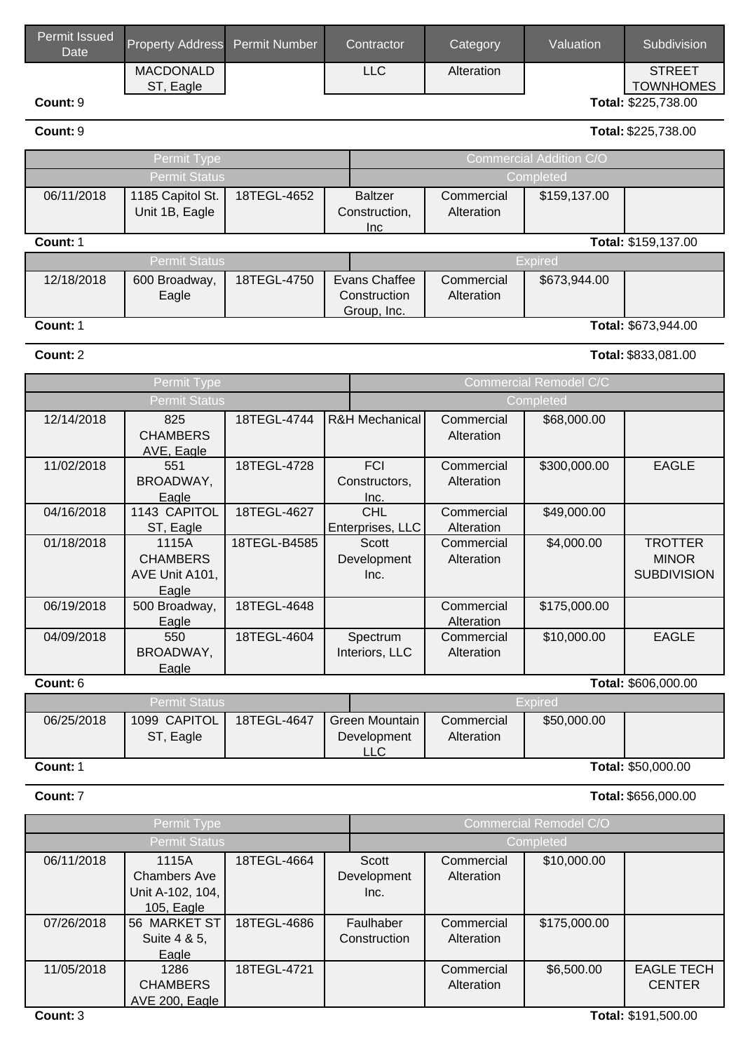| Permit Issued Date | Property Address | Permit Number | Contractor | Category | Valuation | Subdivision |
|---|---|---|---|---|---|---|
| | MACDONALD ST, Eagle | | LLC | Alteration | | STREET TOWNHOMES |

**Count:** 9 **Total:** $225,738.00

**Count:** 9 **Total:** $225,738.00

| Permit Type | Commercial Addition C/O | | | | | |
|---|---|---|---|---|---|---|
| **Permit Status** | **Completed** | | | | | |
| 06/11/2018 | 1185 Capitol St. Unit 1B, Eagle | 18TEGL-4652 | Baltzer Construction, Inc | Commercial Alteration | $159,137.00 | |

**Count:** 1 **Total:** $159,137.00

| Permit Status | Expired | | | | | |
|---|---|---|---|---|---|---|
| 12/18/2018 | 600 Broadway, Eagle | 18TEGL-4750 | Evans Chaffee Construction Group, Inc. | Commercial Alteration | $673,944.00 | |

**Count:** 1 **Total:** $673,944.00

**Count:** 2 **Total:** $833,081.00

| Permit Type | Commercial Remodel C/C | | | | | |
|---|---|---|---|---|---|---|
| **Permit Status** | **Completed** | | | | | |
| 12/14/2018 | 825 CHAMBERS AVE, Eagle | 18TEGL-4744 | R&H Mechanical | Commercial Alteration | $68,000.00 | |
| 11/02/2018 | 551 BROADWAY, Eagle | 18TEGL-4728 | FCI Constructors, Inc. | Commercial Alteration | $300,000.00 | EAGLE |
| 04/16/2018 | 1143 CAPITOL ST, Eagle | 18TEGL-4627 | CHL Enterprises, LLC | Commercial Alteration | $49,000.00 | |
| 01/18/2018 | 1115A CHAMBERS AVE Unit A101, Eagle | 18TEGL-B4585 | Scott Development Inc. | Commercial Alteration | $4,000.00 | TROTTER MINOR SUBDIVISION |
| 06/19/2018 | 500 Broadway, Eagle | 18TEGL-4648 | | Commercial Alteration | $175,000.00 | |
| 04/09/2018 | 550 BROADWAY, Eagle | 18TEGL-4604 | Spectrum Interiors, LLC | Commercial Alteration | $10,000.00 | EAGLE |

**Count:** 6 **Total:** $606,000.00

| Permit Status | Expired | | | | | |
|---|---|---|---|---|---|---|
| 06/25/2018 | 1099 CAPITOL ST, Eagle | 18TEGL-4647 | Green Mountain Development LLC | Commercial Alteration | $50,000.00 | |

**Count:** 1 **Total:** $50,000.00

**Count:** 7 **Total:** $656,000.00

| Permit Type | Commercial Remodel C/O | | | | | |
|---|---|---|---|---|---|---|
| **Permit Status** | **Completed** | | | | | |
| 06/11/2018 | 1115A Chambers Ave Unit A-102, 104, 105, Eagle | 18TEGL-4664 | Scott Development Inc. | Commercial Alteration | $10,000.00 | |
| 07/26/2018 | 56 MARKET ST Suite 4 & 5, Eagle | 18TEGL-4686 | Faulhaber Construction | Commercial Alteration | $175,000.00 | |
| 11/05/2018 | 1286 CHAMBERS AVE 200, Eagle | 18TEGL-4721 | | Commercial Alteration | $6,500.00 | EAGLE TECH CENTER |

**Count:** 3 **Total:** $191,500.00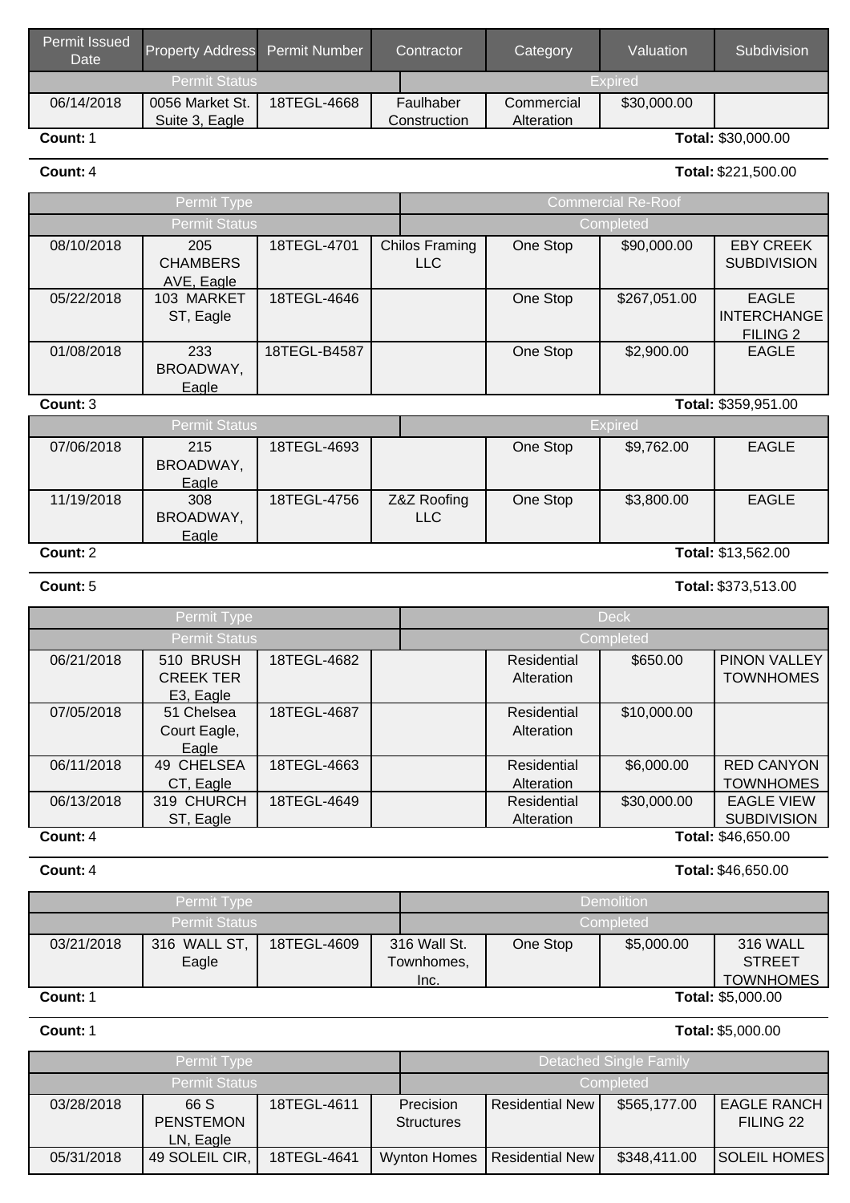| Permit Issued Date | Property Address | Permit Number | Contractor | Category | Valuation | Subdivision |
|---|---|---|---|---|---|---|
| Permit Status | | | Expired | | | |
| 06/14/2018 | 0056 Market St. Suite 3, Eagle | 18TEGL-4668 | Faulhaber Construction | Commercial Alteration | $30,000.00 | |

**Count:** 1 **Total:** $30,000.00

**Count:** 4 **Total:** $221,500.00

| Permit Type | | | Commercial Re-Roof | | | |
|---|---|---|---|---|---|---|
| Permit Status | | | Completed | | | |
| 08/10/2018 | 205 CHAMBERS AVE, Eagle | 18TEGL-4701 | Chilos Framing LLC | One Stop | $90,000.00 | EBY CREEK SUBDIVISION |
| 05/22/2018 | 103 MARKET ST, Eagle | 18TEGL-4646 | | One Stop | $267,051.00 | EAGLE INTERCHANGE FILING 2 |
| 01/08/2018 | 233 BROADWAY, Eagle | 18TEGL-B4587 | | One Stop | $2,900.00 | EAGLE |

**Count:** 3 **Total:** $359,951.00

| Permit Status | | | Expired | | | |
|---|---|---|---|---|---|---|
| 07/06/2018 | 215 BROADWAY, Eagle | 18TEGL-4693 | | One Stop | $9,762.00 | EAGLE |
| 11/19/2018 | 308 BROADWAY, Eagle | 18TEGL-4756 | Z&Z Roofing LLC | One Stop | $3,800.00 | EAGLE |

**Count:** 2 **Total:** $13,562.00

**Count:** 5 **Total:** $373,513.00

| Permit Type | | | Deck | | | |
|---|---|---|---|---|---|---|
| Permit Status | | | Completed | | | |
| 06/21/2018 | 510 BRUSH CREEK TER E3, Eagle | 18TEGL-4682 | | Residential Alteration | $650.00 | PINON VALLEY TOWNHOMES |
| 07/05/2018 | 51 Chelsea Court Eagle, Eagle | 18TEGL-4687 | | Residential Alteration | $10,000.00 | |
| 06/11/2018 | 49 CHELSEA CT, Eagle | 18TEGL-4663 | | Residential Alteration | $6,000.00 | RED CANYON TOWNHOMES |
| 06/13/2018 | 319 CHURCH ST, Eagle | 18TEGL-4649 | | Residential Alteration | $30,000.00 | EAGLE VIEW SUBDIVISION |

**Count:** 4 **Total:** $46,650.00

**Count:** 4 **Total:** $46,650.00

| Permit Type | | | Demolition | | | |
|---|---|---|---|---|---|---|
| Permit Status | | | Completed | | | |
| 03/21/2018 | 316 WALL ST, Eagle | 18TEGL-4609 | 316 Wall St. Townhomes, Inc. | One Stop | $5,000.00 | 316 WALL STREET TOWNHOMES |

**Count:** 1 **Total:** $5,000.00

**Count:** 1 **Total:** $5,000.00

| Permit Type | | | Detached Single Family | | | |
|---|---|---|---|---|---|---|
| Permit Status | | | Completed | | | |
| 03/28/2018 | 66 S PENSTEMON LN, Eagle | 18TEGL-4611 | Precision Structures | Residential New | $565,177.00 | EAGLE RANCH FILING 22 |
| 05/31/2018 | 49 SOLEIL CIR, | 18TEGL-4641 | Wynton Homes | Residential New | $348,411.00 | SOLEIL HOMES |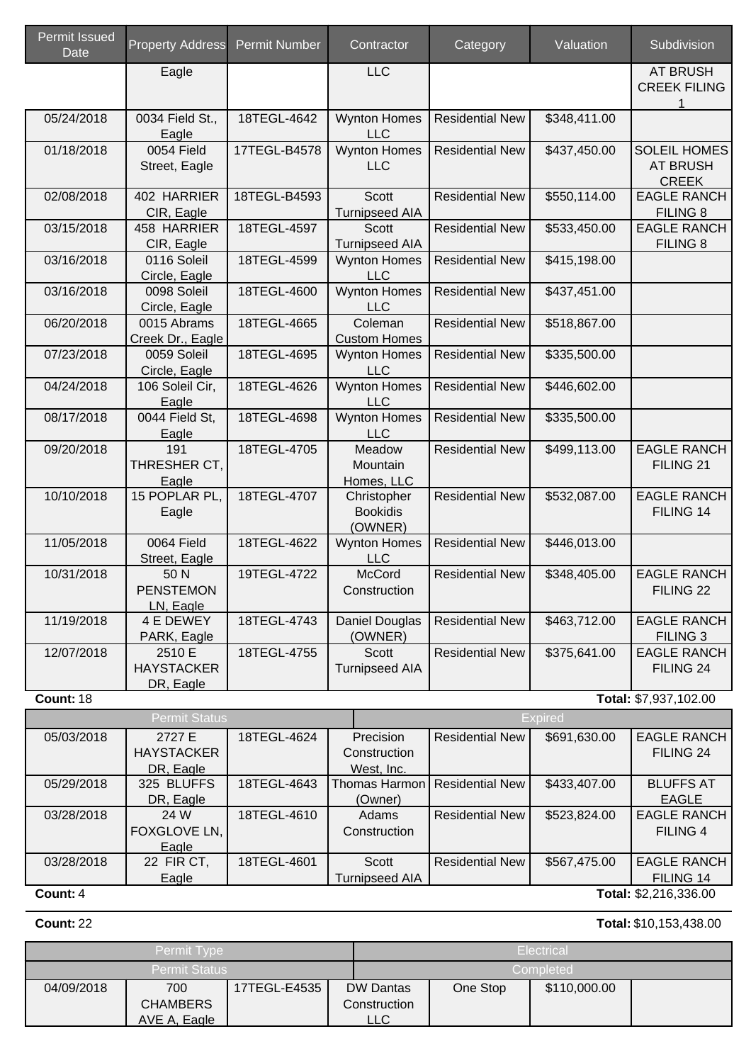| Permit Issued Date | Property Address | Permit Number | Contractor | Category | Valuation | Subdivision |
|---|---|---|---|---|---|---|
| | Eagle | | LLC | | | AT BRUSH CREEK FILING 1 |
| 05/24/2018 | 0034 Field St., Eagle | 18TEGL-4642 | Wynton Homes LLC | Residential New | $348,411.00 | |
| 01/18/2018 | 0054 Field Street, Eagle | 17TEGL-B4578 | Wynton Homes LLC | Residential New | $437,450.00 | SOLEIL HOMES AT BRUSH CREEK |
| 02/08/2018 | 402 HARRIER CIR, Eagle | 18TEGL-B4593 | Scott Turnipseed AIA | Residential New | $550,114.00 | EAGLE RANCH FILING 8 |
| 03/15/2018 | 458 HARRIER CIR, Eagle | 18TEGL-4597 | Scott Turnipseed AIA | Residential New | $533,450.00 | EAGLE RANCH FILING 8 |
| 03/16/2018 | 0116 Soleil Circle, Eagle | 18TEGL-4599 | Wynton Homes LLC | Residential New | $415,198.00 | |
| 03/16/2018 | 0098 Soleil Circle, Eagle | 18TEGL-4600 | Wynton Homes LLC | Residential New | $437,451.00 | |
| 06/20/2018 | 0015 Abrams Creek Dr., Eagle | 18TEGL-4665 | Coleman Custom Homes | Residential New | $518,867.00 | |
| 07/23/2018 | 0059 Soleil Circle, Eagle | 18TEGL-4695 | Wynton Homes LLC | Residential New | $335,500.00 | |
| 04/24/2018 | 106 Soleil Cir, Eagle | 18TEGL-4626 | Wynton Homes LLC | Residential New | $446,602.00 | |
| 08/17/2018 | 0044 Field St, Eagle | 18TEGL-4698 | Wynton Homes LLC | Residential New | $335,500.00 | |
| 09/20/2018 | 191 THRESHER CT, Eagle | 18TEGL-4705 | Meadow Mountain Homes, LLC | Residential New | $499,113.00 | EAGLE RANCH FILING 21 |
| 10/10/2018 | 15 POPLAR PL, Eagle | 18TEGL-4707 | Christopher Bookidis (OWNER) | Residential New | $532,087.00 | EAGLE RANCH FILING 14 |
| 11/05/2018 | 0064 Field Street, Eagle | 18TEGL-4622 | Wynton Homes LLC | Residential New | $446,013.00 | |
| 10/31/2018 | 50 N PENSTEMON LN, Eagle | 19TEGL-4722 | McCord Construction | Residential New | $348,405.00 | EAGLE RANCH FILING 22 |
| 11/19/2018 | 4 E DEWEY PARK, Eagle | 18TEGL-4743 | Daniel Douglas (OWNER) | Residential New | $463,712.00 | EAGLE RANCH FILING 3 |
| 12/07/2018 | 2510 E HAYSTACKER DR, Eagle | 18TEGL-4755 | Scott Turnipseed AIA | Residential New | $375,641.00 | EAGLE RANCH FILING 24 |

**Count:** 18 **Total:** $7,937,102.00

| Permit Status | | | Expired | | | |
|---|---|---|---|---|---|---|
| 05/03/2018 | 2727 E HAYSTACKER DR, Eagle | 18TEGL-4624 | Precision Construction West, Inc. | Residential New | $691,630.00 | EAGLE RANCH FILING 24 |
| 05/29/2018 | 325 BLUFFS DR, Eagle | 18TEGL-4643 | Thomas Harmon (Owner) | Residential New | $433,407.00 | BLUFFS AT EAGLE |
| 03/28/2018 | 24 W FOXGLOVE LN, Eagle | 18TEGL-4610 | Adams Construction | Residential New | $523,824.00 | EAGLE RANCH FILING 4 |
| 03/28/2018 | 22 FIR CT, Eagle | 18TEGL-4601 | Scott Turnipseed AIA | Residential New | $567,475.00 | EAGLE RANCH FILING 14 |

**Count:** 4 **Total:** $2,216,336.00

**Count:** 22 **Total:** $10,153,438.00

| Permit Type | | | Electrical | | | |
|---|---|---|---|---|---|---|
| Permit Status | | | Completed | | | |
| 04/09/2018 | 700 CHAMBERS AVE A, Eagle | 17TEGL-E4535 | DW Dantas Construction LLC | One Stop | $110,000.00 | |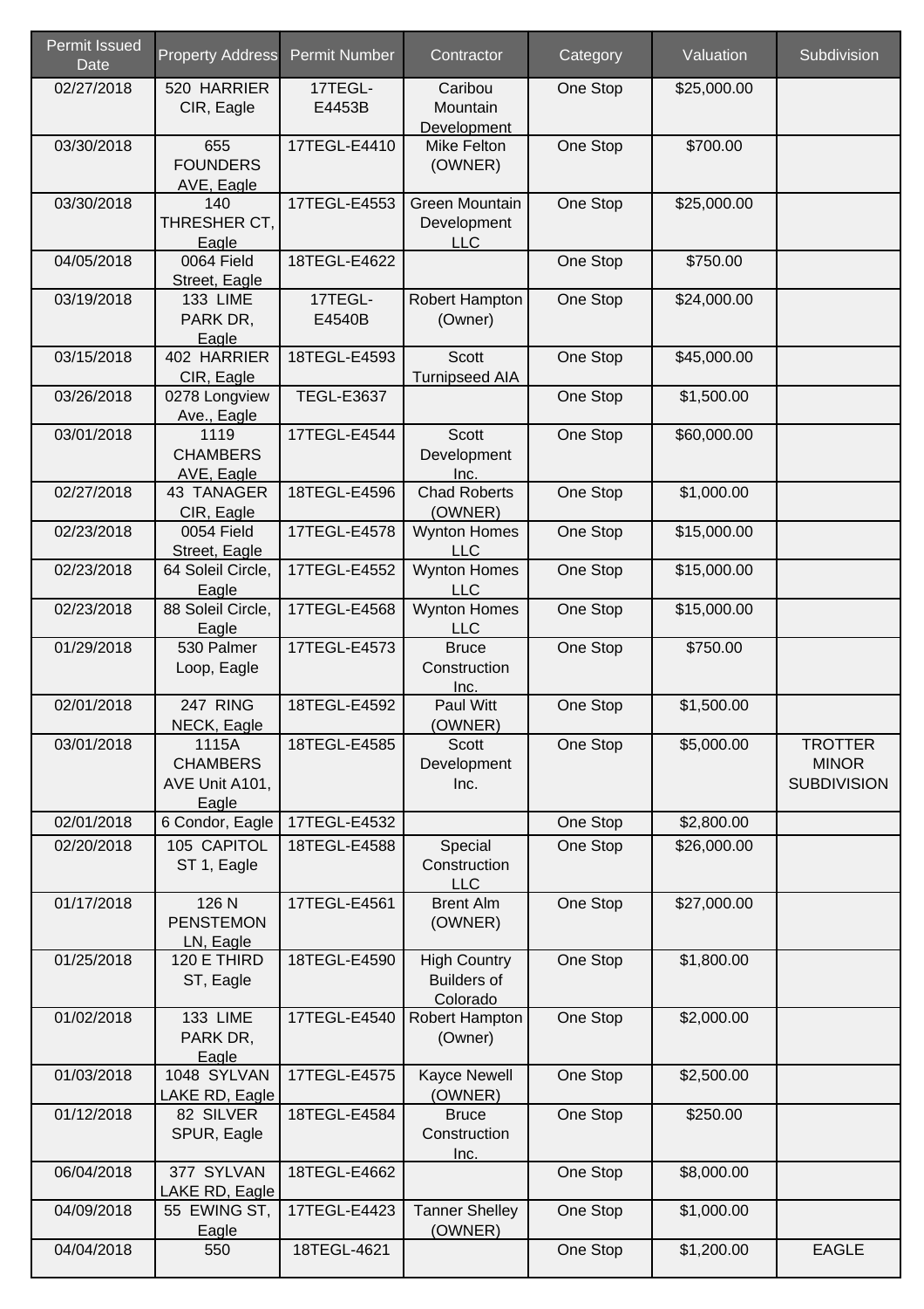| Permit Issued Date | Property Address | Permit Number | Contractor | Category | Valuation | Subdivision |
|---|---|---|---|---|---|---|
| 02/27/2018 | 520 HARRIER CIR, Eagle | 17TEGL-E4453B | Caribou Mountain Development | One Stop | $25,000.00 | |
| 03/30/2018 | 655 FOUNDERS AVE, Eagle | 17TEGL-E4410 | Mike Felton (OWNER) | One Stop | $700.00 | |
| 03/30/2018 | 140 THRESHER CT, Eagle | 17TEGL-E4553 | Green Mountain Development LLC | One Stop | $25,000.00 | |
| 04/05/2018 | 0064 Field Street, Eagle | 18TEGL-E4622 | | One Stop | $750.00 | |
| 03/19/2018 | 133 LIME PARK DR, Eagle | 17TEGL-E4540B | Robert Hampton (Owner) | One Stop | $24,000.00 | |
| 03/15/2018 | 402 HARRIER CIR, Eagle | 18TEGL-E4593 | Scott Turnipseed AIA | One Stop | $45,000.00 | |
| 03/26/2018 | 0278 Longview Ave., Eagle | TEGL-E3637 | | One Stop | $1,500.00 | |
| 03/01/2018 | 1119 CHAMBERS AVE, Eagle | 17TEGL-E4544 | Scott Development Inc. | One Stop | $60,000.00 | |
| 02/27/2018 | 43 TANAGER CIR, Eagle | 18TEGL-E4596 | Chad Roberts (OWNER) | One Stop | $1,000.00 | |
| 02/23/2018 | 0054 Field Street, Eagle | 17TEGL-E4578 | Wynton Homes LLC | One Stop | $15,000.00 | |
| 02/23/2018 | 64 Soleil Circle, Eagle | 17TEGL-E4552 | Wynton Homes LLC | One Stop | $15,000.00 | |
| 02/23/2018 | 88 Soleil Circle, Eagle | 17TEGL-E4568 | Wynton Homes LLC | One Stop | $15,000.00 | |
| 01/29/2018 | 530 Palmer Loop, Eagle | 17TEGL-E4573 | Bruce Construction Inc. | One Stop | $750.00 | |
| 02/01/2018 | 247 RING NECK, Eagle | 18TEGL-E4592 | Paul Witt (OWNER) | One Stop | $1,500.00 | |
| 03/01/2018 | 1115A CHAMBERS AVE Unit A101, Eagle | 18TEGL-E4585 | Scott Development Inc. | One Stop | $5,000.00 | TROTTER MINOR SUBDIVISION |
| 02/01/2018 | 6 Condor, Eagle | 17TEGL-E4532 | | One Stop | $2,800.00 | |
| 02/20/2018 | 105 CAPITOL ST 1, Eagle | 18TEGL-E4588 | Special Construction LLC | One Stop | $26,000.00 | |
| 01/17/2018 | 126 N PENSTEMON LN, Eagle | 17TEGL-E4561 | Brent Alm (OWNER) | One Stop | $27,000.00 | |
| 01/25/2018 | 120 E THIRD ST, Eagle | 18TEGL-E4590 | High Country Builders of Colorado | One Stop | $1,800.00 | |
| 01/02/2018 | 133 LIME PARK DR, Eagle | 17TEGL-E4540 | Robert Hampton (Owner) | One Stop | $2,000.00 | |
| 01/03/2018 | 1048 SYLVAN LAKE RD, Eagle | 17TEGL-E4575 | Kayce Newell (OWNER) | One Stop | $2,500.00 | |
| 01/12/2018 | 82 SILVER SPUR, Eagle | 18TEGL-E4584 | Bruce Construction Inc. | One Stop | $250.00 | |
| 06/04/2018 | 377 SYLVAN LAKE RD, Eagle | 18TEGL-E4662 | | One Stop | $8,000.00 | |
| 04/09/2018 | 55 EWING ST, Eagle | 17TEGL-E4423 | Tanner Shelley (OWNER) | One Stop | $1,000.00 | |
| 04/04/2018 | 550 | 18TEGL-4621 | | One Stop | $1,200.00 | EAGLE |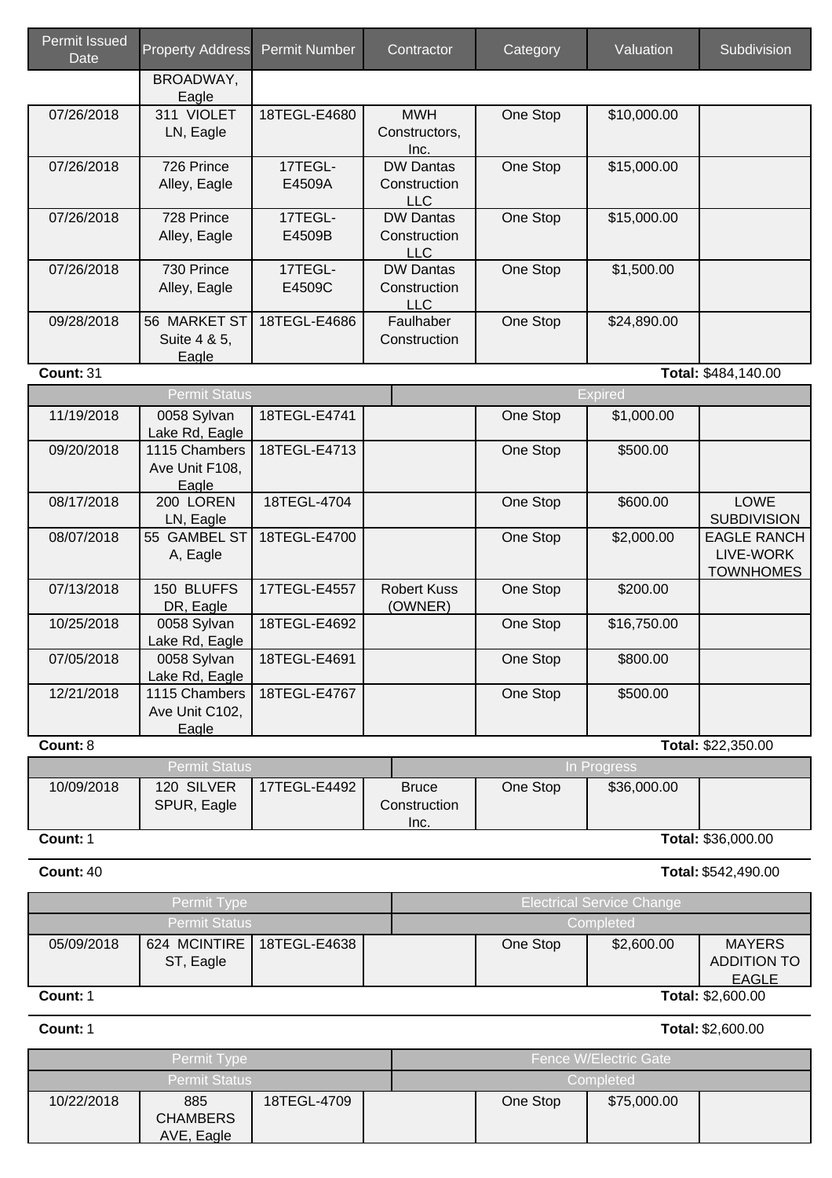| Permit Issued Date | Property Address | Permit Number | Contractor | Category | Valuation | Subdivision |
|---|---|---|---|---|---|---|
| | BROADWAY, Eagle | | | | | |
| 07/26/2018 | 311 VIOLET LN, Eagle | 18TEGL-E4680 | MWH Constructors, Inc. | One Stop | $10,000.00 | |
| 07/26/2018 | 726 Prince Alley, Eagle | 17TEGL-E4509A | DW Dantas Construction LLC | One Stop | $15,000.00 | |
| 07/26/2018 | 728 Prince Alley, Eagle | 17TEGL-E4509B | DW Dantas Construction LLC | One Stop | $15,000.00 | |
| 07/26/2018 | 730 Prince Alley, Eagle | 17TEGL-E4509C | DW Dantas Construction LLC | One Stop | $1,500.00 | |
| 09/28/2018 | 56 MARKET ST Suite 4 & 5, Eagle | 18TEGL-E4686 | Faulhaber Construction | One Stop | $24,890.00 | |

**Count:** 31 **Total:** $484,140.00

| Permit Status | | | Expired | | | |
|---|---|---|---|---|---|---|
| 11/19/2018 | 0058 Sylvan Lake Rd, Eagle | 18TEGL-E4741 | | One Stop | $1,000.00 | |
| 09/20/2018 | 1115 Chambers Ave Unit F108, Eagle | 18TEGL-E4713 | | One Stop | $500.00 | |
| 08/17/2018 | 200 LOREN LN, Eagle | 18TEGL-4704 | | One Stop | $600.00 | LOWE SUBDIVISION |
| 08/07/2018 | 55 GAMBEL ST A, Eagle | 18TEGL-E4700 | | One Stop | $2,000.00 | EAGLE RANCH LIVE-WORK TOWNHOMES |
| 07/13/2018 | 150 BLUFFS DR, Eagle | 17TEGL-E4557 | Robert Kuss (OWNER) | One Stop | $200.00 | |
| 10/25/2018 | 0058 Sylvan Lake Rd, Eagle | 18TEGL-E4692 | | One Stop | $16,750.00 | |
| 07/05/2018 | 0058 Sylvan Lake Rd, Eagle | 18TEGL-E4691 | | One Stop | $800.00 | |
| 12/21/2018 | 1115 Chambers Ave Unit C102, Eagle | 18TEGL-E4767 | | One Stop | $500.00 | |

**Count:** 8 **Total:** $22,350.00

| Permit Status | | | In Progress | | | |
|---|---|---|---|---|---|---|
| 10/09/2018 | 120 SILVER SPUR, Eagle | 17TEGL-E4492 | Bruce Construction Inc. | One Stop | $36,000.00 | |

**Count:** 1 **Total:** $36,000.00

**Count:** 40 **Total:** $542,490.00

| Permit Type | | | Electrical Service Change | | | |
|---|---|---|---|---|---|---|
| Permit Status | | | Completed | | | |
| 05/09/2018 | 624 MCINTIRE ST, Eagle | 18TEGL-E4638 | | One Stop | $2,600.00 | MAYERS ADDITION TO EAGLE |

**Count:** 1 **Total:** $2,600.00

**Count:** 1 **Total:** $2,600.00

| Permit Type | | | Fence W/Electric Gate | | | |
|---|---|---|---|---|---|---|
| Permit Status | | | Completed | | | |
| 10/22/2018 | 885 CHAMBERS AVE, Eagle | 18TEGL-4709 | | One Stop | $75,000.00 | |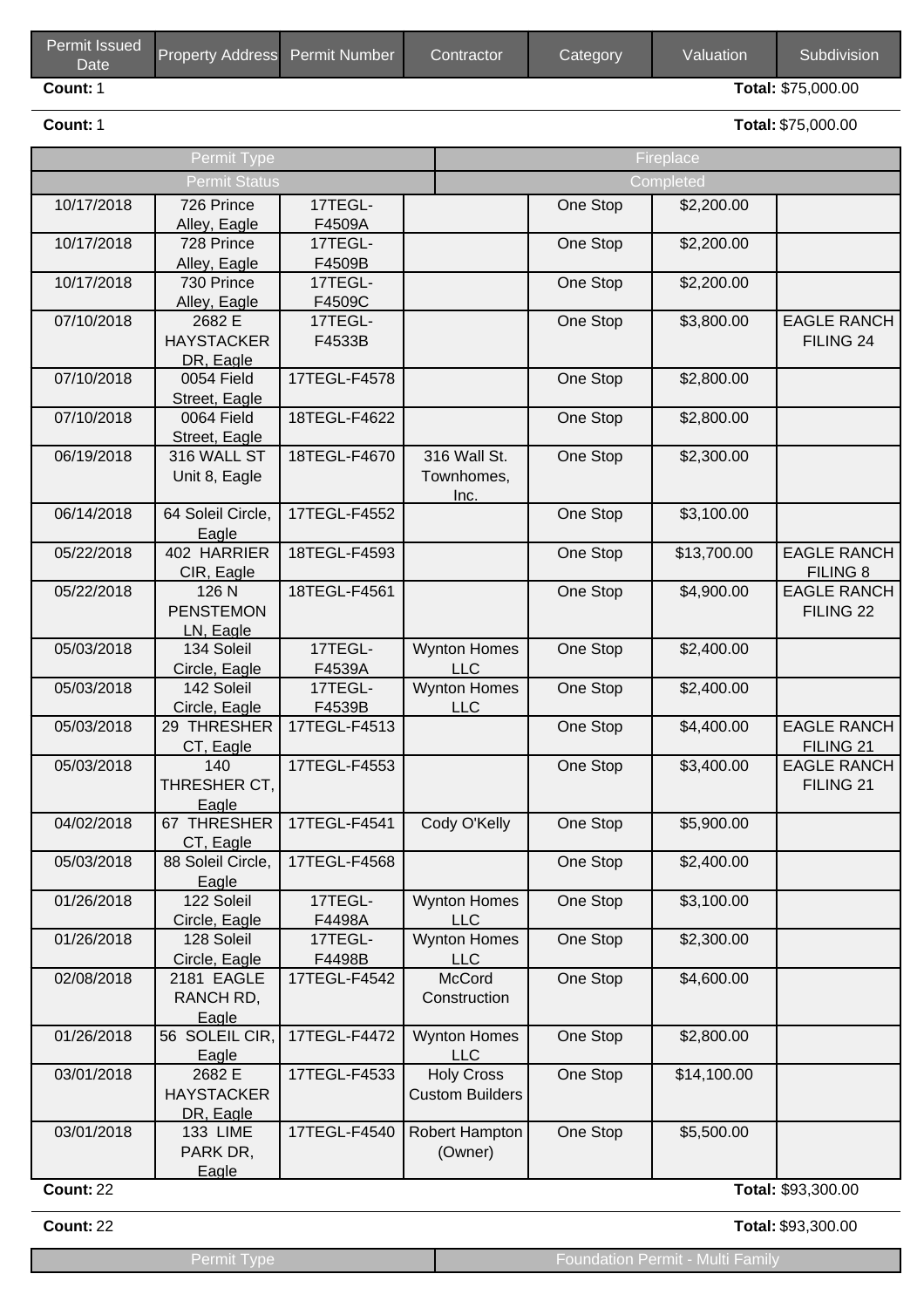| Permit Issued Date | Property Address | Permit Number | Contractor | Category | Valuation | Subdivision |
|---|---|---|---|---|---|---|

**Count:** 1 **Total:** $75,000.00

**Count:** 1 **Total:** $75,000.00

| Permit Type | | | Fireplace | | | |
|---|---|---|---|---|---|---|
| **Permit Status** | | | **Completed** | | | |
| 10/17/2018 | 726 Prince Alley, Eagle | 17TEGL-F4509A | | One Stop | $2,200.00 | |
| 10/17/2018 | 728 Prince Alley, Eagle | 17TEGL-F4509B | | One Stop | $2,200.00 | |
| 10/17/2018 | 730 Prince Alley, Eagle | 17TEGL-F4509C | | One Stop | $2,200.00 | |
| 07/10/2018 | 2682 E HAYSTACKER DR, Eagle | 17TEGL-F4533B | | One Stop | $3,800.00 | EAGLE RANCH FILING 24 |
| 07/10/2018 | 0054 Field Street, Eagle | 17TEGL-F4578 | | One Stop | $2,800.00 | |
| 07/10/2018 | 0064 Field Street, Eagle | 18TEGL-F4622 | | One Stop | $2,800.00 | |
| 06/19/2018 | 316 WALL ST Unit 8, Eagle | 18TEGL-F4670 | 316 Wall St. Townhomes, Inc. | One Stop | $2,300.00 | |
| 06/14/2018 | 64 Soleil Circle, Eagle | 17TEGL-F4552 | | One Stop | $3,100.00 | |
| 05/22/2018 | 402 HARRIER CIR, Eagle | 18TEGL-F4593 | | One Stop | $13,700.00 | EAGLE RANCH FILING 8 |
| 05/22/2018 | 126 N PENSTEMON LN, Eagle | 18TEGL-F4561 | | One Stop | $4,900.00 | EAGLE RANCH FILING 22 |
| 05/03/2018 | 134 Soleil Circle, Eagle | 17TEGL-F4539A | Wynton Homes LLC | One Stop | $2,400.00 | |
| 05/03/2018 | 142 Soleil Circle, Eagle | 17TEGL-F4539B | Wynton Homes LLC | One Stop | $2,400.00 | |
| 05/03/2018 | 29 THRESHER CT, Eagle | 17TEGL-F4513 | | One Stop | $4,400.00 | EAGLE RANCH FILING 21 |
| 05/03/2018 | 140 THRESHER CT, Eagle | 17TEGL-F4553 | | One Stop | $3,400.00 | EAGLE RANCH FILING 21 |
| 04/02/2018 | 67 THRESHER CT, Eagle | 17TEGL-F4541 | Cody O'Kelly | One Stop | $5,900.00 | |
| 05/03/2018 | 88 Soleil Circle, Eagle | 17TEGL-F4568 | | One Stop | $2,400.00 | |
| 01/26/2018 | 122 Soleil Circle, Eagle | 17TEGL-F4498A | Wynton Homes LLC | One Stop | $3,100.00 | |
| 01/26/2018 | 128 Soleil Circle, Eagle | 17TEGL-F4498B | Wynton Homes LLC | One Stop | $2,300.00 | |
| 02/08/2018 | 2181 EAGLE RANCH RD, Eagle | 17TEGL-F4542 | McCord Construction | One Stop | $4,600.00 | |
| 01/26/2018 | 56 SOLEIL CIR, Eagle | 17TEGL-F4472 | Wynton Homes LLC | One Stop | $2,800.00 | |
| 03/01/2018 | 2682 E HAYSTACKER DR, Eagle | 17TEGL-F4533 | Holy Cross Custom Builders | One Stop | $14,100.00 | |
| 03/01/2018 | 133 LIME PARK DR, Eagle | 17TEGL-F4540 | Robert Hampton (Owner) | One Stop | $5,500.00 | |

**Count:** 22 **Total:** $93,300.00

**Count:** 22 **Total:** $93,300.00

| Permit Type | Foundation Permit - Multi Family |
|---|---|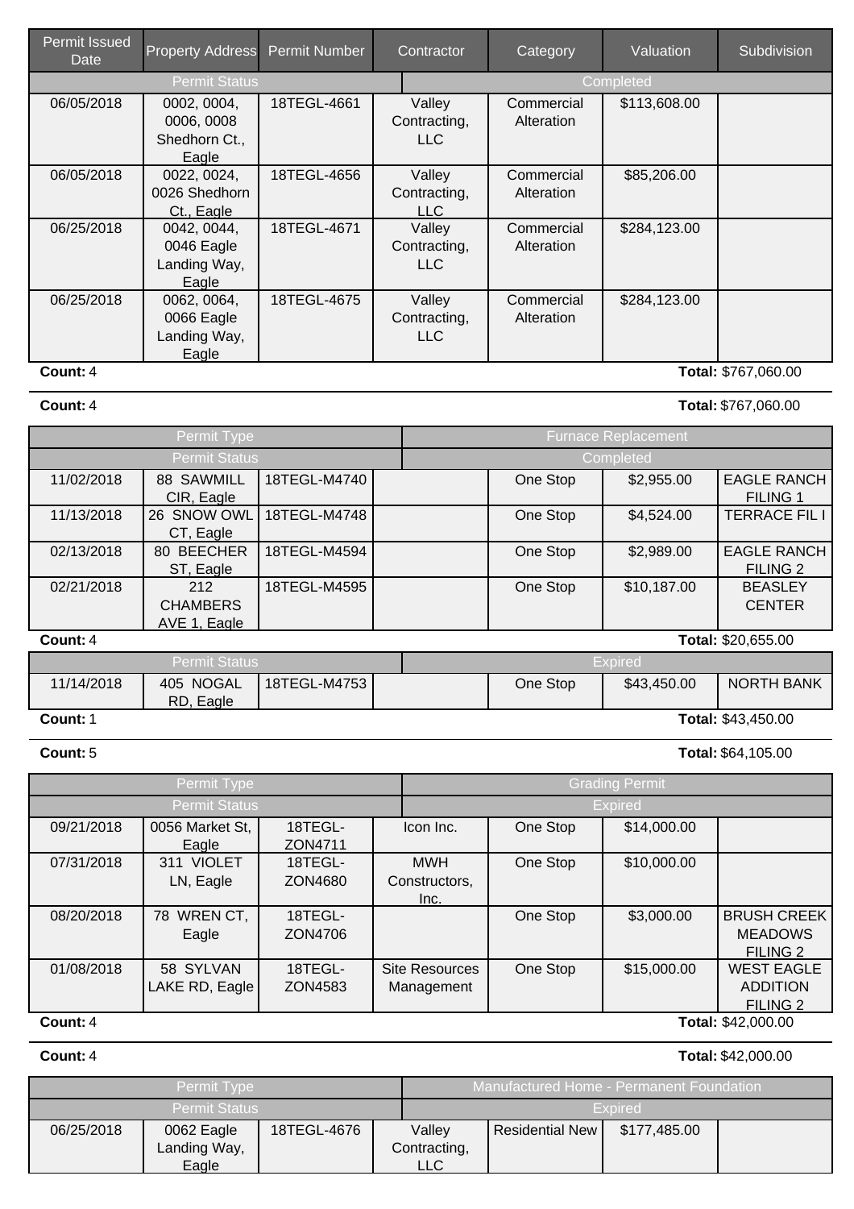| Permit Issued Date | Property Address | Permit Number | Contractor | Category | Valuation | Subdivision |
|---|---|---|---|---|---|---|
| Permit Status | | | Completed | | | |
| 06/05/2018 | 0002, 0004, 0006, 0008 Shedhorn Ct., Eagle | 18TEGL-4661 | Valley Contracting, LLC | Commercial Alteration | $113,608.00 | |
| 06/05/2018 | 0022, 0024, 0026 Shedhorn Ct., Eagle | 18TEGL-4656 | Valley Contracting, LLC | Commercial Alteration | $85,206.00 | |
| 06/25/2018 | 0042, 0044, 0046 Eagle Landing Way, Eagle | 18TEGL-4671 | Valley Contracting, LLC | Commercial Alteration | $284,123.00 | |
| 06/25/2018 | 0062, 0064, 0066 Eagle Landing Way, Eagle | 18TEGL-4675 | Valley Contracting, LLC | Commercial Alteration | $284,123.00 | |

**Count:** 4 **Total:** $767,060.00

**Count:** 4 **Total:** $767,060.00

| Permit Type | | | Furnace Replacement | | | |
|---|---|---|---|---|---|---|
| Permit Status | | | Completed | | | |
| 11/02/2018 | 88 SAWMILL CIR, Eagle | 18TEGL-M4740 | | One Stop | $2,955.00 | EAGLE RANCH FILING 1 |
| 11/13/2018 | 26 SNOW OWL CT, Eagle | 18TEGL-M4748 | | One Stop | $4,524.00 | TERRACE FIL I |
| 02/13/2018 | 80 BEECHER ST, Eagle | 18TEGL-M4594 | | One Stop | $2,989.00 | EAGLE RANCH FILING 2 |
| 02/21/2018 | 212 CHAMBERS AVE 1, Eagle | 18TEGL-M4595 | | One Stop | $10,187.00 | BEASLEY CENTER |

**Count:** 4 **Total:** $20,655.00

| Permit Status | | | Expired | | | |
|---|---|---|---|---|---|---|
| 11/14/2018 | 405 NOGAL RD, Eagle | 18TEGL-M4753 | | One Stop | $43,450.00 | NORTH BANK |

**Count:** 1 **Total:** $43,450.00

**Count:** 5 **Total:** $64,105.00

| Permit Type | | | Grading Permit | | | |
|---|---|---|---|---|---|---|
| Permit Status | | | Expired | | | |
| 09/21/2018 | 0056 Market St, Eagle | 18TEGL-ZON4711 | Icon Inc. | One Stop | $14,000.00 | |
| 07/31/2018 | 311 VIOLET LN, Eagle | 18TEGL-ZON4680 | MWH Constructors, Inc. | One Stop | $10,000.00 | |
| 08/20/2018 | 78 WREN CT, Eagle | 18TEGL-ZON4706 | | One Stop | $3,000.00 | BRUSH CREEK MEADOWS FILING 2 |
| 01/08/2018 | 58 SYLVAN LAKE RD, Eagle | 18TEGL-ZON4583 | Site Resources Management | One Stop | $15,000.00 | WEST EAGLE ADDITION FILING 2 |

**Count:** 4 **Total:** $42,000.00

**Count:** 4 **Total:** $42,000.00

| Permit Type | | | Manufactured Home - Permanent Foundation | | | |
|---|---|---|---|---|---|---|
| Permit Status | | | Expired | | | |
| 06/25/2018 | 0062 Eagle Landing Way, Eagle | 18TEGL-4676 | Valley Contracting, LLC | Residential New | $177,485.00 | |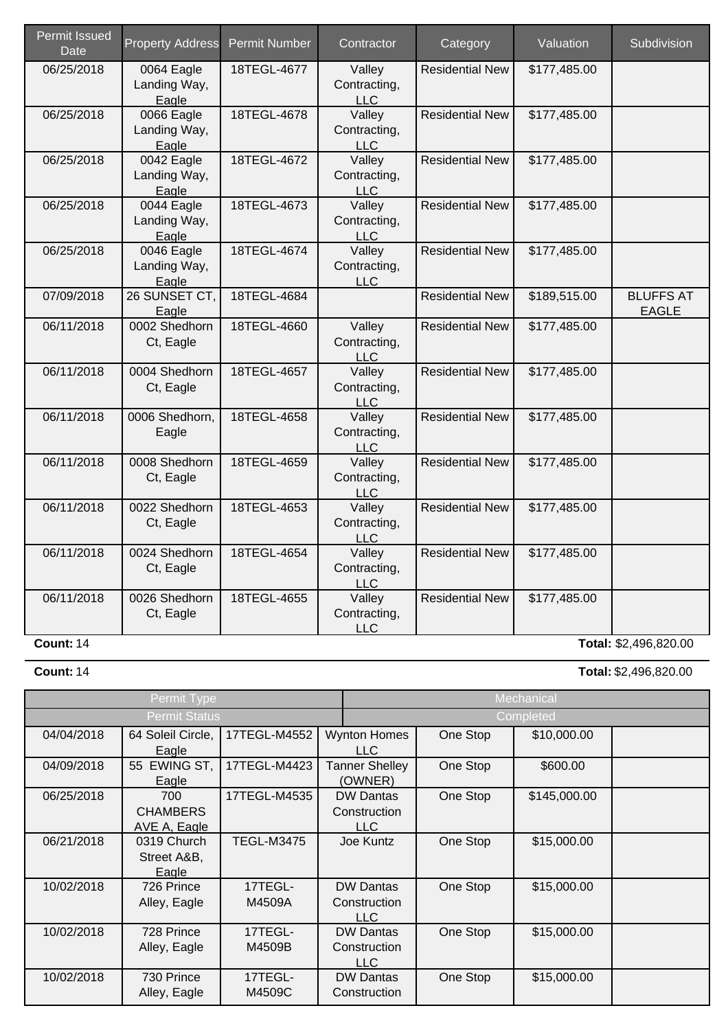| Permit Issued Date | Property Address | Permit Number | Contractor | Category | Valuation | Subdivision |
|---|---|---|---|---|---|---|
| 06/25/2018 | 0064 Eagle Landing Way, Eagle | 18TEGL-4677 | Valley Contracting, LLC | Residential New | $177,485.00 | |
| 06/25/2018 | 0066 Eagle Landing Way, Eagle | 18TEGL-4678 | Valley Contracting, LLC | Residential New | $177,485.00 | |
| 06/25/2018 | 0042 Eagle Landing Way, Eagle | 18TEGL-4672 | Valley Contracting, LLC | Residential New | $177,485.00 | |
| 06/25/2018 | 0044 Eagle Landing Way, Eagle | 18TEGL-4673 | Valley Contracting, LLC | Residential New | $177,485.00 | |
| 06/25/2018 | 0046 Eagle Landing Way, Eagle | 18TEGL-4674 | Valley Contracting, LLC | Residential New | $177,485.00 | |
| 07/09/2018 | 26 SUNSET CT, Eagle | 18TEGL-4684 | | Residential New | $189,515.00 | BLUFFS AT EAGLE |
| 06/11/2018 | 0002 Shedhorn Ct, Eagle | 18TEGL-4660 | Valley Contracting, LLC | Residential New | $177,485.00 | |
| 06/11/2018 | 0004 Shedhorn Ct, Eagle | 18TEGL-4657 | Valley Contracting, LLC | Residential New | $177,485.00 | |
| 06/11/2018 | 0006 Shedhorn, Eagle | 18TEGL-4658 | Valley Contracting, LLC | Residential New | $177,485.00 | |
| 06/11/2018 | 0008 Shedhorn Ct, Eagle | 18TEGL-4659 | Valley Contracting, LLC | Residential New | $177,485.00 | |
| 06/11/2018 | 0022 Shedhorn Ct, Eagle | 18TEGL-4653 | Valley Contracting, LLC | Residential New | $177,485.00 | |
| 06/11/2018 | 0024 Shedhorn Ct, Eagle | 18TEGL-4654 | Valley Contracting, LLC | Residential New | $177,485.00 | |
| 06/11/2018 | 0026 Shedhorn Ct, Eagle | 18TEGL-4655 | Valley Contracting, LLC | Residential New | $177,485.00 | |

**Count:** 14 **Total:** $2,496,820.00

**Count:** 14 **Total:** $2,496,820.00

| Permit Type | | | Mechanical | | | |
|---|---|---|---|---|---|---|
| Permit Status | | | Completed | | | |
| 04/04/2018 | 64 Soleil Circle, Eagle | 17TEGL-M4552 | Wynton Homes LLC | One Stop | $10,000.00 | |
| 04/09/2018 | 55 EWING ST, Eagle | 17TEGL-M4423 | Tanner Shelley (OWNER) | One Stop | $600.00 | |
| 06/25/2018 | 700 CHAMBERS AVE A, Eagle | 17TEGL-M4535 | DW Dantas Construction LLC | One Stop | $145,000.00 | |
| 06/21/2018 | 0319 Church Street A&B, Eagle | TEGL-M3475 | Joe Kuntz | One Stop | $15,000.00 | |
| 10/02/2018 | 726 Prince Alley, Eagle | 17TEGL-M4509A | DW Dantas Construction LLC | One Stop | $15,000.00 | |
| 10/02/2018 | 728 Prince Alley, Eagle | 17TEGL-M4509B | DW Dantas Construction LLC | One Stop | $15,000.00 | |
| 10/02/2018 | 730 Prince Alley, Eagle | 17TEGL-M4509C | DW Dantas Construction | One Stop | $15,000.00 | |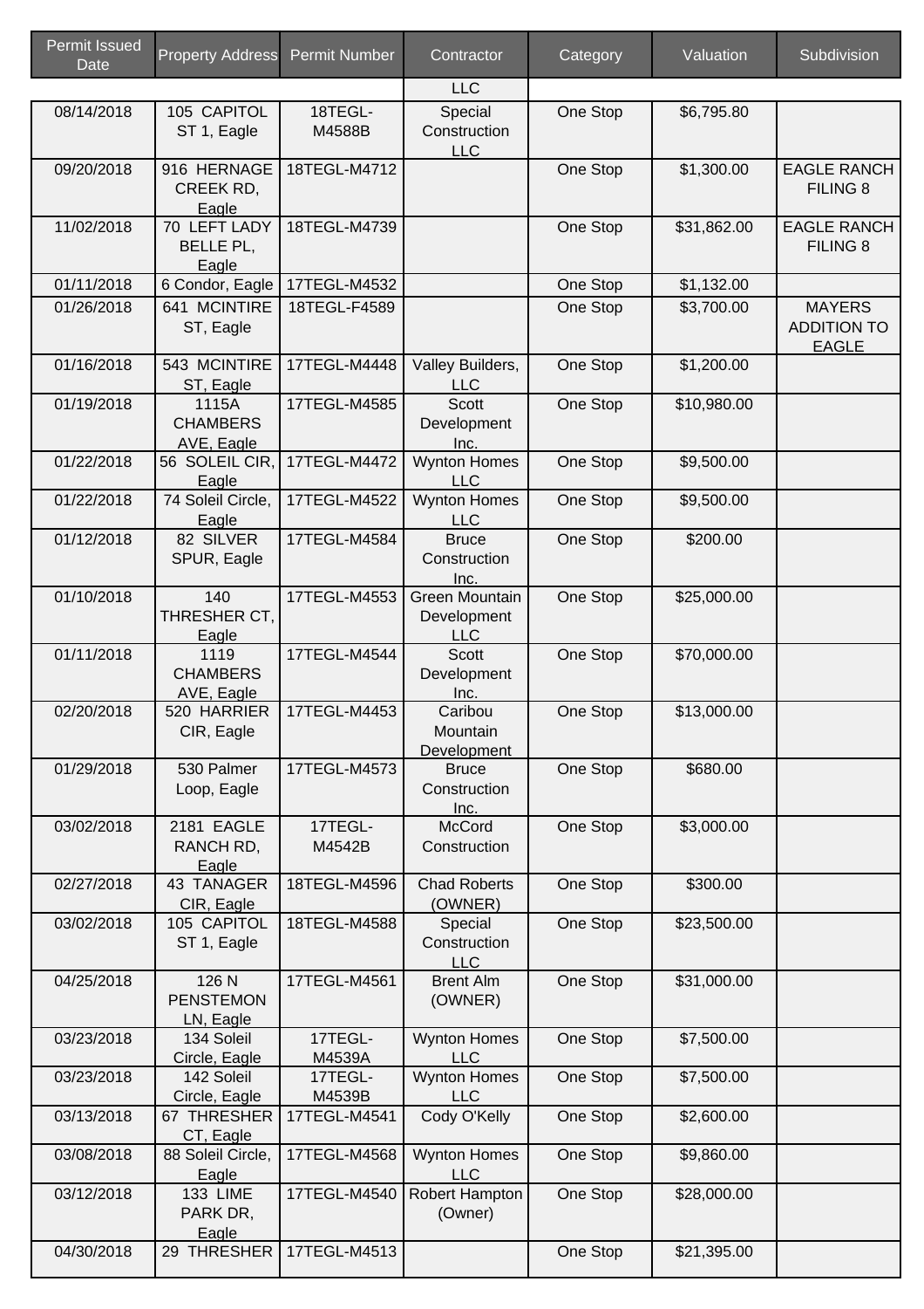| Permit Issued Date | Property Address | Permit Number | Contractor | Category | Valuation | Subdivision |
|---|---|---|---|---|---|---|
| | | | LLC | | | |
| 08/14/2018 | 105 CAPITOL ST 1, Eagle | 18TEGL-M4588B | Special Construction LLC | One Stop | $6,795.80 | |
| 09/20/2018 | 916 HERNAGE CREEK RD, Eagle | 18TEGL-M4712 | | One Stop | $1,300.00 | EAGLE RANCH FILING 8 |
| 11/02/2018 | 70 LEFT LADY BELLE PL, Eagle | 18TEGL-M4739 | | One Stop | $31,862.00 | EAGLE RANCH FILING 8 |
| 01/11/2018 | 6 Condor, Eagle | 17TEGL-M4532 | | One Stop | $1,132.00 | |
| 01/26/2018 | 641 MCINTIRE ST, Eagle | 18TEGL-F4589 | | One Stop | $3,700.00 | MAYERS ADDITION TO EAGLE |
| 01/16/2018 | 543 MCINTIRE ST, Eagle | 17TEGL-M4448 | Valley Builders, LLC | One Stop | $1,200.00 | |
| 01/19/2018 | 1115A CHAMBERS AVE, Eagle | 17TEGL-M4585 | Scott Development Inc. | One Stop | $10,980.00 | |
| 01/22/2018 | 56 SOLEIL CIR, Eagle | 17TEGL-M4472 | Wynton Homes LLC | One Stop | $9,500.00 | |
| 01/22/2018 | 74 Soleil Circle, Eagle | 17TEGL-M4522 | Wynton Homes LLC | One Stop | $9,500.00 | |
| 01/12/2018 | 82 SILVER SPUR, Eagle | 17TEGL-M4584 | Bruce Construction Inc. | One Stop | $200.00 | |
| 01/10/2018 | 140 THRESHER CT, Eagle | 17TEGL-M4553 | Green Mountain Development LLC | One Stop | $25,000.00 | |
| 01/11/2018 | 1119 CHAMBERS AVE, Eagle | 17TEGL-M4544 | Scott Development Inc. | One Stop | $70,000.00 | |
| 02/20/2018 | 520 HARRIER CIR, Eagle | 17TEGL-M4453 | Caribou Mountain Development | One Stop | $13,000.00 | |
| 01/29/2018 | 530 Palmer Loop, Eagle | 17TEGL-M4573 | Bruce Construction Inc. | One Stop | $680.00 | |
| 03/02/2018 | 2181 EAGLE RANCH RD, Eagle | 17TEGL-M4542B | McCord Construction | One Stop | $3,000.00 | |
| 02/27/2018 | 43 TANAGER CIR, Eagle | 18TEGL-M4596 | Chad Roberts (OWNER) | One Stop | $300.00 | |
| 03/02/2018 | 105 CAPITOL ST 1, Eagle | 18TEGL-M4588 | Special Construction LLC | One Stop | $23,500.00 | |
| 04/25/2018 | 126 N PENSTEMON LN, Eagle | 17TEGL-M4561 | Brent Alm (OWNER) | One Stop | $31,000.00 | |
| 03/23/2018 | 134 Soleil Circle, Eagle | 17TEGL-M4539A | Wynton Homes LLC | One Stop | $7,500.00 | |
| 03/23/2018 | 142 Soleil Circle, Eagle | 17TEGL-M4539B | Wynton Homes LLC | One Stop | $7,500.00 | |
| 03/13/2018 | 67 THRESHER CT, Eagle | 17TEGL-M4541 | Cody O'Kelly | One Stop | $2,600.00 | |
| 03/08/2018 | 88 Soleil Circle, Eagle | 17TEGL-M4568 | Wynton Homes LLC | One Stop | $9,860.00 | |
| 03/12/2018 | 133 LIME PARK DR, Eagle | 17TEGL-M4540 | Robert Hampton (Owner) | One Stop | $28,000.00 | |
| 04/30/2018 | 29 THRESHER | 17TEGL-M4513 | | One Stop | $21,395.00 | |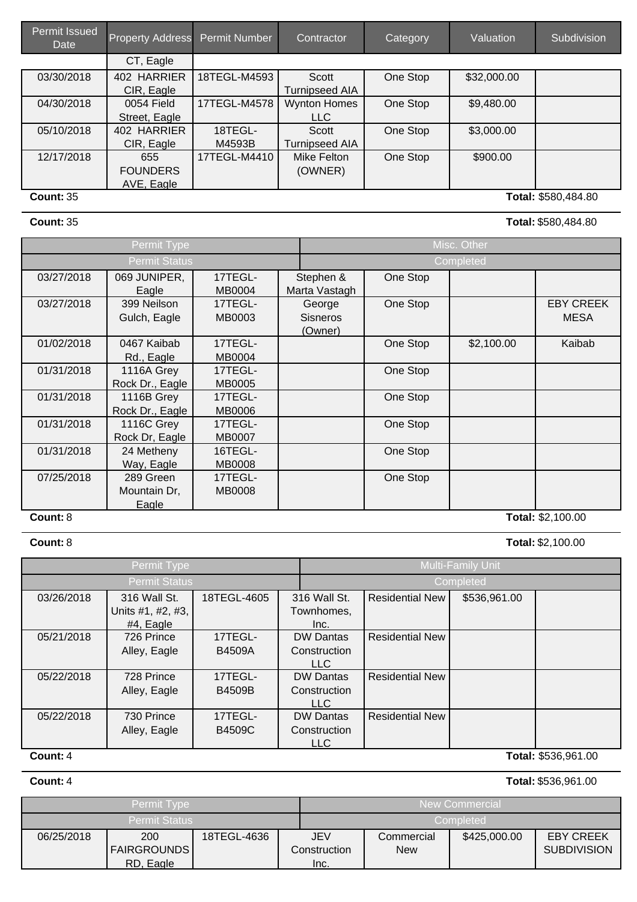| Permit Issued Date | Property Address | Permit Number | Contractor | Category | Valuation | Subdivision |
|---|---|---|---|---|---|---|
| | CT, Eagle | | | | | |
| 03/30/2018 | 402 HARRIER CIR, Eagle | 18TEGL-M4593 | Scott Turnipseed AIA | One Stop | $32,000.00 | |
| 04/30/2018 | 0054 Field Street, Eagle | 17TEGL-M4578 | Wynton Homes LLC | One Stop | $9,480.00 | |
| 05/10/2018 | 402 HARRIER CIR, Eagle | 18TEGL-M4593B | Scott Turnipseed AIA | One Stop | $3,000.00 | |
| 12/17/2018 | 655 FOUNDERS AVE, Eagle | 17TEGL-M4410 | Mike Felton (OWNER) | One Stop | $900.00 | |

**Count:** 35 **Total:** $580,484.80

**Count:** 35 **Total:** $580,484.80

| Permit Type | | | Misc. Other | | | |
|---|---|---|---|---|---|---|
| **Permit Status** | | | **Completed** | | | |
| 03/27/2018 | 069 JUNIPER, Eagle | 17TEGL-MB0004 | Stephen & Marta Vastagh | One Stop | | |
| 03/27/2018 | 399 Neilson Gulch, Eagle | 17TEGL-MB0003 | George Sisneros (Owner) | One Stop | | EBY CREEK MESA |
| 01/02/2018 | 0467 Kaibab Rd., Eagle | 17TEGL-MB0004 | | One Stop | $2,100.00 | Kaibab |
| 01/31/2018 | 1116A Grey Rock Dr., Eagle | 17TEGL-MB0005 | | One Stop | | |
| 01/31/2018 | 1116B Grey Rock Dr., Eagle | 17TEGL-MB0006 | | One Stop | | |
| 01/31/2018 | 1116C Grey Rock Dr, Eagle | 17TEGL-MB0007 | | One Stop | | |
| 01/31/2018 | 24 Metheny Way, Eagle | 16TEGL-MB0008 | | One Stop | | |
| 07/25/2018 | 289 Green Mountain Dr, Eagle | 17TEGL-MB0008 | | One Stop | | |

**Count:** 8 **Total:** $2,100.00

**Count:** 8 **Total:** $2,100.00

| Permit Type | | | Multi-Family Unit | | | |
|---|---|---|---|---|---|---|
| **Permit Status** | | | **Completed** | | | |
| 03/26/2018 | 316 Wall St. Units #1, #2, #3, #4, Eagle | 18TEGL-4605 | 316 Wall St. Townhomes, Inc. | Residential New | $536,961.00 | |
| 05/21/2018 | 726 Prince Alley, Eagle | 17TEGL-B4509A | DW Dantas Construction LLC | Residential New | | |
| 05/22/2018 | 728 Prince Alley, Eagle | 17TEGL-B4509B | DW Dantas Construction LLC | Residential New | | |
| 05/22/2018 | 730 Prince Alley, Eagle | 17TEGL-B4509C | DW Dantas Construction LLC | Residential New | | |

**Count:** 4 **Total:** $536,961.00

**Count:** 4 **Total:** $536,961.00

| Permit Type | | | New Commercial | | | |
|---|---|---|---|---|---|---|
| **Permit Status** | | | **Completed** | | | |
| 06/25/2018 | 200 FAIRGROUNDS RD, Eagle | 18TEGL-4636 | JEV Construction Inc. | Commercial New | $425,000.00 | EBY CREEK SUBDIVISION |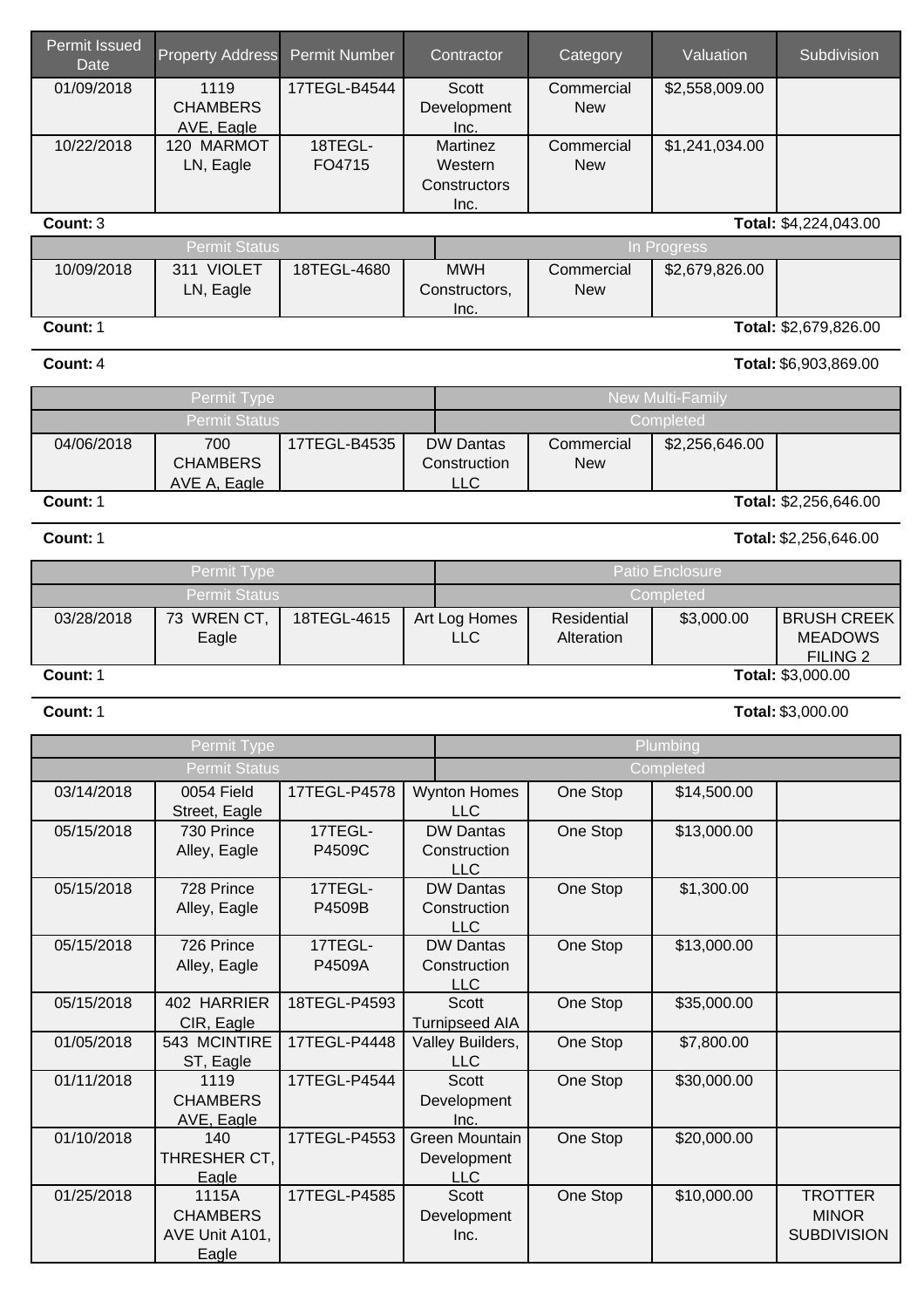| Permit Issued Date | Property Address | Permit Number | Contractor | Category | Valuation | Subdivision |
|---|---|---|---|---|---|---|
| 01/09/2018 | 1119 CHAMBERS AVE, Eagle | 17TEGL-B4544 | Scott Development Inc. | Commercial New | $2,558,009.00 | |
| 10/22/2018 | 120 MARMOT LN, Eagle | 18TEGL-FO4715 | Martinez Western Constructors Inc. | Commercial New | $1,241,034.00 | |

**Count:** 3 **Total:** $4,224,043.00

| Permit Status | | | In Progress | | | |
|---|---|---|---|---|---|---|
| 10/09/2018 | 311 VIOLET LN, Eagle | 18TEGL-4680 | MWH Constructors, Inc. | Commercial New | $2,679,826.00 | |

**Count:** 1 **Total:** $2,679,826.00

**Count:** 4 **Total:** $6,903,869.00

| Permit Type | | | New Multi-Family | | | |
|---|---|---|---|---|---|---|
| **Permit Status** | | | **Completed** | | | |
| 04/06/2018 | 700 CHAMBERS AVE A, Eagle | 17TEGL-B4535 | DW Dantas Construction LLC | Commercial New | $2,256,646.00 | |

**Count:** 1 **Total:** $2,256,646.00

**Count:** 1 **Total:** $2,256,646.00

| Permit Type | | | Patio Enclosure | | | |
|---|---|---|---|---|---|---|
| **Permit Status** | | | **Completed** | | | |
| 03/28/2018 | 73 WREN CT, Eagle | 18TEGL-4615 | Art Log Homes LLC | Residential Alteration | $3,000.00 | BRUSH CREEK MEADOWS FILING 2 |

**Count:** 1 **Total:** $3,000.00

**Count:** 1 **Total:** $3,000.00

| Permit Type | | | Plumbing | | | |
|---|---|---|---|---|---|---|
| **Permit Status** | | | **Completed** | | | |
| 03/14/2018 | 0054 Field Street, Eagle | 17TEGL-P4578 | Wynton Homes LLC | One Stop | $14,500.00 | |
| 05/15/2018 | 730 Prince Alley, Eagle | 17TEGL-P4509C | DW Dantas Construction LLC | One Stop | $13,000.00 | |
| 05/15/2018 | 728 Prince Alley, Eagle | 17TEGL-P4509B | DW Dantas Construction LLC | One Stop | $1,300.00 | |
| 05/15/2018 | 726 Prince Alley, Eagle | 17TEGL-P4509A | DW Dantas Construction LLC | One Stop | $13,000.00 | |
| 05/15/2018 | 402 HARRIER CIR, Eagle | 18TEGL-P4593 | Scott Turnipseed AIA | One Stop | $35,000.00 | |
| 01/05/2018 | 543 MCINTIRE ST, Eagle | 17TEGL-P4448 | Valley Builders, LLC | One Stop | $7,800.00 | |
| 01/11/2018 | 1119 CHAMBERS AVE, Eagle | 17TEGL-P4544 | Scott Development Inc. | One Stop | $30,000.00 | |
| 01/10/2018 | 140 THRESHER CT, Eagle | 17TEGL-P4553 | Green Mountain Development LLC | One Stop | $20,000.00 | |
| 01/25/2018 | 1115A CHAMBERS AVE Unit A101, Eagle | 17TEGL-P4585 | Scott Development Inc. | One Stop | $10,000.00 | TROTTER MINOR SUBDIVISION |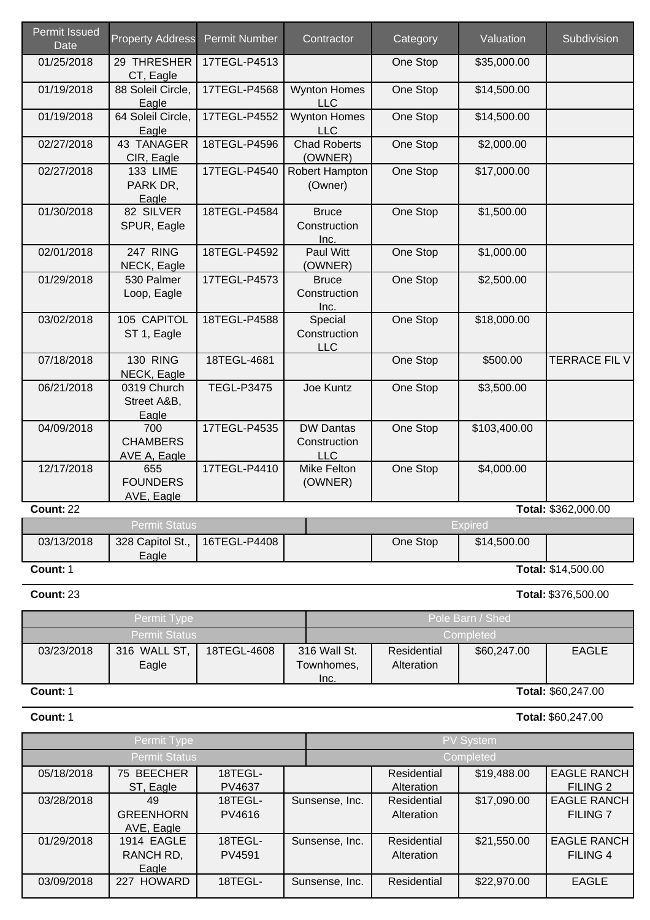| Permit Issued Date | Property Address | Permit Number | Contractor | Category | Valuation | Subdivision |
|---|---|---|---|---|---|---|
| 01/25/2018 | 29 THRESHER CT, Eagle | 17TEGL-P4513 | | One Stop | $35,000.00 | |
| 01/19/2018 | 88 Soleil Circle, Eagle | 17TEGL-P4568 | Wynton Homes LLC | One Stop | $14,500.00 | |
| 01/19/2018 | 64 Soleil Circle, Eagle | 17TEGL-P4552 | Wynton Homes LLC | One Stop | $14,500.00 | |
| 02/27/2018 | 43 TANAGER CIR, Eagle | 18TEGL-P4596 | Chad Roberts (OWNER) | One Stop | $2,000.00 | |
| 02/27/2018 | 133 LIME PARK DR, Eagle | 17TEGL-P4540 | Robert Hampton (Owner) | One Stop | $17,000.00 | |
| 01/30/2018 | 82 SILVER SPUR, Eagle | 18TEGL-P4584 | Bruce Construction Inc. | One Stop | $1,500.00 | |
| 02/01/2018 | 247 RING NECK, Eagle | 18TEGL-P4592 | Paul Witt (OWNER) | One Stop | $1,000.00 | |
| 01/29/2018 | 530 Palmer Loop, Eagle | 17TEGL-P4573 | Bruce Construction Inc. | One Stop | $2,500.00 | |
| 03/02/2018 | 105 CAPITOL ST 1, Eagle | 18TEGL-P4588 | Special Construction LLC | One Stop | $18,000.00 | |
| 07/18/2018 | 130 RING NECK, Eagle | 18TEGL-4681 | | One Stop | $500.00 | TERRACE FIL V |
| 06/21/2018 | 0319 Church Street A&B, Eagle | TEGL-P3475 | Joe Kuntz | One Stop | $3,500.00 | |
| 04/09/2018 | 700 CHAMBERS AVE A, Eagle | 17TEGL-P4535 | DW Dantas Construction LLC | One Stop | $103,400.00 | |
| 12/17/2018 | 655 FOUNDERS AVE, Eagle | 17TEGL-P4410 | Mike Felton (OWNER) | One Stop | $4,000.00 | |

**Count:** 22 **Total:** $362,000.00

| Permit Status | | | Expired | | | |
|---|---|---|---|---|---|---|
| 03/13/2018 | 328 Capitol St., Eagle | 16TEGL-P4408 | | One Stop | $14,500.00 | |

**Count:** 1 **Total:** $14,500.00

**Count:** 23 **Total:** $376,500.00

| Permit Type | | | Pole Barn / Shed | | | |
|---|---|---|---|---|---|---|
| **Permit Status** | | | **Completed** | | | |
| 03/23/2018 | 316 WALL ST, Eagle | 18TEGL-4608 | 316 Wall St. Townhomes, Inc. | Residential Alteration | $60,247.00 | EAGLE |

**Count:** 1 **Total:** $60,247.00

**Count:** 1 **Total:** $60,247.00

| Permit Type | | | PV System | | | |
|---|---|---|---|---|---|---|
| **Permit Status** | | | **Completed** | | | |
| 05/18/2018 | 75 BEECHER ST, Eagle | 18TEGL-PV4637 | | Residential Alteration | $19,488.00 | EAGLE RANCH FILING 2 |
| 03/28/2018 | 49 GREENHORN AVE, Eagle | 18TEGL-PV4616 | Sunsense, Inc. | Residential Alteration | $17,090.00 | EAGLE RANCH FILING 7 |
| 01/29/2018 | 1914 EAGLE RANCH RD, Eagle | 18TEGL-PV4591 | Sunsense, Inc. | Residential Alteration | $21,550.00 | EAGLE RANCH FILING 4 |
| 03/09/2018 | 227 HOWARD | 18TEGL- | Sunsense, Inc. | Residential | $22,970.00 | EAGLE |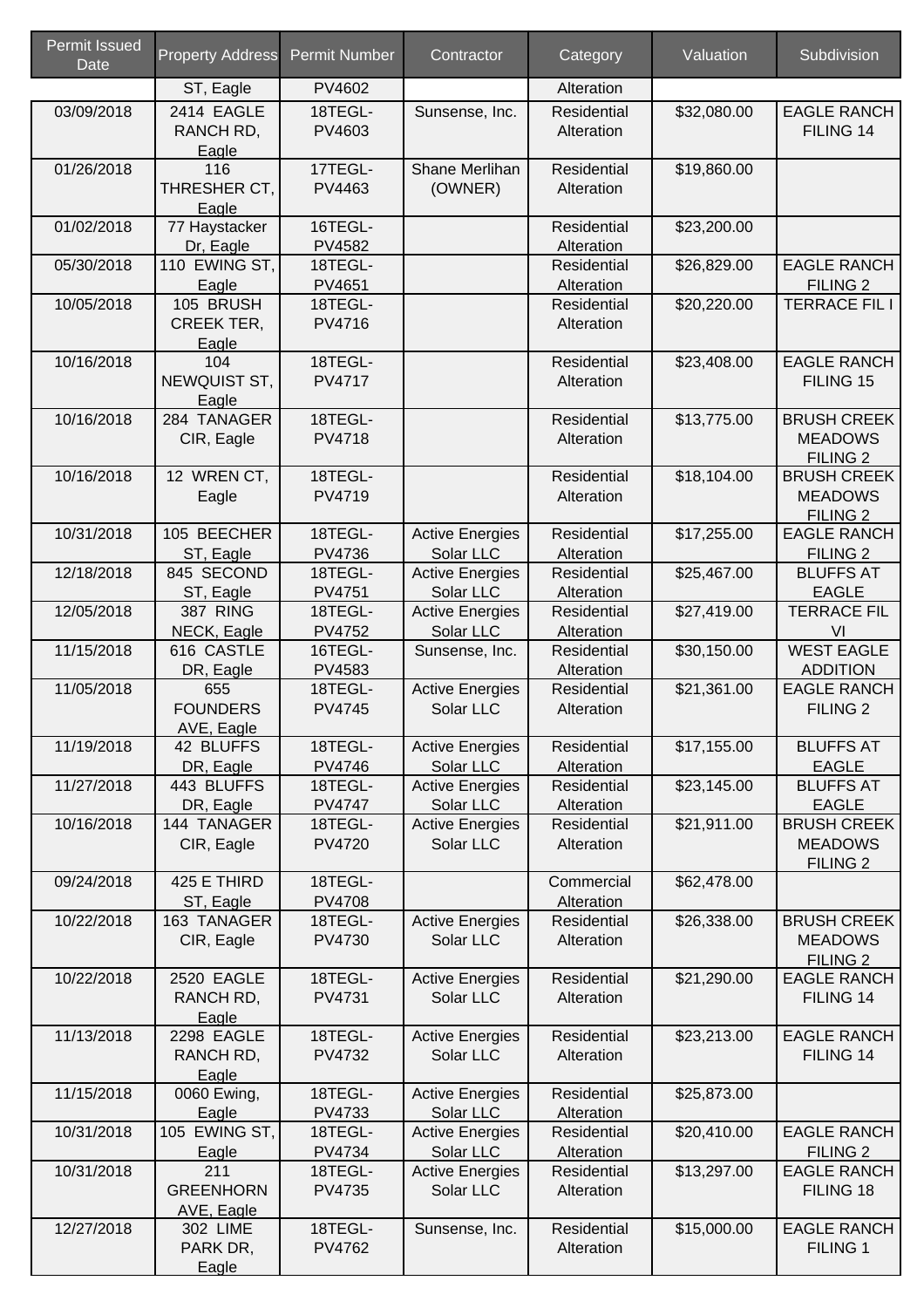| Permit Issued Date | Property Address | Permit Number | Contractor | Category | Valuation | Subdivision |
|---|---|---|---|---|---|---|
| | ST, Eagle | PV4602 | | Alteration | | |
| 03/09/2018 | 2414 EAGLE RANCH RD, Eagle | 18TEGL-PV4603 | Sunsense, Inc. | Residential Alteration | $32,080.00 | EAGLE RANCH FILING 14 |
| 01/26/2018 | 116 THRESHER CT, Eagle | 17TEGL-PV4463 | Shane Merlihan (OWNER) | Residential Alteration | $19,860.00 | |
| 01/02/2018 | 77 Haystacker Dr, Eagle | 16TEGL-PV4582 | | Residential Alteration | $23,200.00 | |
| 05/30/2018 | 110 EWING ST, Eagle | 18TEGL-PV4651 | | Residential Alteration | $26,829.00 | EAGLE RANCH FILING 2 |
| 10/05/2018 | 105 BRUSH CREEK TER, Eagle | 18TEGL-PV4716 | | Residential Alteration | $20,220.00 | TERRACE FIL I |
| 10/16/2018 | 104 NEWQUIST ST, Eagle | 18TEGL-PV4717 | | Residential Alteration | $23,408.00 | EAGLE RANCH FILING 15 |
| 10/16/2018 | 284 TANAGER CIR, Eagle | 18TEGL-PV4718 | | Residential Alteration | $13,775.00 | BRUSH CREEK MEADOWS FILING 2 |
| 10/16/2018 | 12 WREN CT, Eagle | 18TEGL-PV4719 | | Residential Alteration | $18,104.00 | BRUSH CREEK MEADOWS FILING 2 |
| 10/31/2018 | 105 BEECHER ST, Eagle | 18TEGL-PV4736 | Active Energies Solar LLC | Residential Alteration | $17,255.00 | EAGLE RANCH FILING 2 |
| 12/18/2018 | 845 SECOND ST, Eagle | 18TEGL-PV4751 | Active Energies Solar LLC | Residential Alteration | $25,467.00 | BLUFFS AT EAGLE |
| 12/05/2018 | 387 RING NECK, Eagle | 18TEGL-PV4752 | Active Energies Solar LLC | Residential Alteration | $27,419.00 | TERRACE FIL VI |
| 11/15/2018 | 616 CASTLE DR, Eagle | 16TEGL-PV4583 | Sunsense, Inc. | Residential Alteration | $30,150.00 | WEST EAGLE ADDITION |
| 11/05/2018 | 655 FOUNDERS AVE, Eagle | 18TEGL-PV4745 | Active Energies Solar LLC | Residential Alteration | $21,361.00 | EAGLE RANCH FILING 2 |
| 11/19/2018 | 42 BLUFFS DR, Eagle | 18TEGL-PV4746 | Active Energies Solar LLC | Residential Alteration | $17,155.00 | BLUFFS AT EAGLE |
| 11/27/2018 | 443 BLUFFS DR, Eagle | 18TEGL-PV4747 | Active Energies Solar LLC | Residential Alteration | $23,145.00 | BLUFFS AT EAGLE |
| 10/16/2018 | 144 TANAGER CIR, Eagle | 18TEGL-PV4720 | Active Energies Solar LLC | Residential Alteration | $21,911.00 | BRUSH CREEK MEADOWS FILING 2 |
| 09/24/2018 | 425 E THIRD ST, Eagle | 18TEGL-PV4708 | | Commercial Alteration | $62,478.00 | |
| 10/22/2018 | 163 TANAGER CIR, Eagle | 18TEGL-PV4730 | Active Energies Solar LLC | Residential Alteration | $26,338.00 | BRUSH CREEK MEADOWS FILING 2 |
| 10/22/2018 | 2520 EAGLE RANCH RD, Eagle | 18TEGL-PV4731 | Active Energies Solar LLC | Residential Alteration | $21,290.00 | EAGLE RANCH FILING 14 |
| 11/13/2018 | 2298 EAGLE RANCH RD, Eagle | 18TEGL-PV4732 | Active Energies Solar LLC | Residential Alteration | $23,213.00 | EAGLE RANCH FILING 14 |
| 11/15/2018 | 0060 Ewing, Eagle | 18TEGL-PV4733 | Active Energies Solar LLC | Residential Alteration | $25,873.00 | |
| 10/31/2018 | 105 EWING ST, Eagle | 18TEGL-PV4734 | Active Energies Solar LLC | Residential Alteration | $20,410.00 | EAGLE RANCH FILING 2 |
| 10/31/2018 | 211 GREENHORN AVE, Eagle | 18TEGL-PV4735 | Active Energies Solar LLC | Residential Alteration | $13,297.00 | EAGLE RANCH FILING 18 |
| 12/27/2018 | 302 LIME PARK DR, Eagle | 18TEGL-PV4762 | Sunsense, Inc. | Residential Alteration | $15,000.00 | EAGLE RANCH FILING 1 |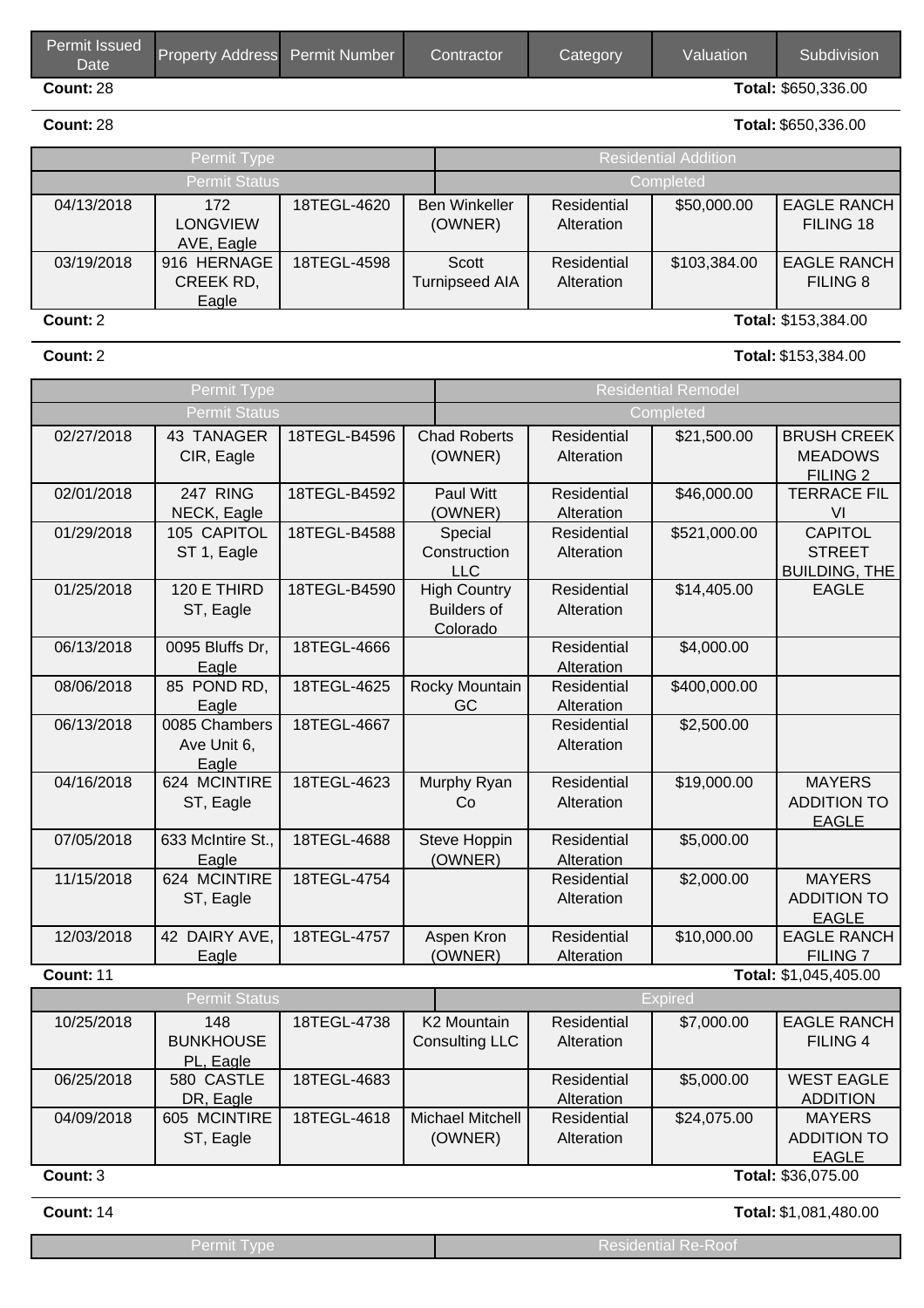| Permit Issued Date | Property Address | Permit Number | Contractor | Category | Valuation | Subdivision |
|---|---|---|---|---|---|---|

**Count:** 28 **Total:** $650,336.00

**Count:** 28 **Total:** $650,336.00

| Permit Type | | | Residential Addition | | | |
|---|---|---|---|---|---|---|
| Permit Status | | | Completed | | | |
| 04/13/2018 | 172 LONGVIEW AVE, Eagle | 18TEGL-4620 | Ben Winkeller (OWNER) | Residential Alteration | $50,000.00 | EAGLE RANCH FILING 18 |
| 03/19/2018 | 916 HERNAGE CREEK RD, Eagle | 18TEGL-4598 | Scott Turnipseed AIA | Residential Alteration | $103,384.00 | EAGLE RANCH FILING 8 |

**Count:** 2 **Total:** $153,384.00

**Count:** 2 **Total:** $153,384.00

| Permit Type | | | Residential Remodel | | | |
|---|---|---|---|---|---|---|
| Permit Status | | | Completed | | | |
| 02/27/2018 | 43 TANAGER CIR, Eagle | 18TEGL-B4596 | Chad Roberts (OWNER) | Residential Alteration | $21,500.00 | BRUSH CREEK MEADOWS FILING 2 |
| 02/01/2018 | 247 RING NECK, Eagle | 18TEGL-B4592 | Paul Witt (OWNER) | Residential Alteration | $46,000.00 | TERRACE FIL VI |
| 01/29/2018 | 105 CAPITOL ST 1, Eagle | 18TEGL-B4588 | Special Construction LLC | Residential Alteration | $521,000.00 | CAPITOL STREET BUILDING, THE |
| 01/25/2018 | 120 E THIRD ST, Eagle | 18TEGL-B4590 | High Country Builders of Colorado | Residential Alteration | $14,405.00 | EAGLE |
| 06/13/2018 | 0095 Bluffs Dr, Eagle | 18TEGL-4666 | | Residential Alteration | $4,000.00 | |
| 08/06/2018 | 85 POND RD, Eagle | 18TEGL-4625 | Rocky Mountain GC | Residential Alteration | $400,000.00 | |
| 06/13/2018 | 0085 Chambers Ave Unit 6, Eagle | 18TEGL-4667 | | Residential Alteration | $2,500.00 | |
| 04/16/2018 | 624 MCINTIRE ST, Eagle | 18TEGL-4623 | Murphy Ryan Co | Residential Alteration | $19,000.00 | MAYERS ADDITION TO EAGLE |
| 07/05/2018 | 633 McIntire St., Eagle | 18TEGL-4688 | Steve Hoppin (OWNER) | Residential Alteration | $5,000.00 | |
| 11/15/2018 | 624 MCINTIRE ST, Eagle | 18TEGL-4754 | | Residential Alteration | $2,000.00 | MAYERS ADDITION TO EAGLE |
| 12/03/2018 | 42 DAIRY AVE, Eagle | 18TEGL-4757 | Aspen Kron (OWNER) | Residential Alteration | $10,000.00 | EAGLE RANCH FILING 7 |

**Count:** 11 **Total:** $1,045,405.00

| Permit Status | | | Expired | | | |
|---|---|---|---|---|---|---|
| 10/25/2018 | 148 BUNKHOUSE PL, Eagle | 18TEGL-4738 | K2 Mountain Consulting LLC | Residential Alteration | $7,000.00 | EAGLE RANCH FILING 4 |
| 06/25/2018 | 580 CASTLE DR, Eagle | 18TEGL-4683 | | Residential Alteration | $5,000.00 | WEST EAGLE ADDITION |
| 04/09/2018 | 605 MCINTIRE ST, Eagle | 18TEGL-4618 | Michael Mitchell (OWNER) | Residential Alteration | $24,075.00 | MAYERS ADDITION TO EAGLE |

**Count:** 3 **Total:** $36,075.00

**Count:** 14 **Total:** $1,081,480.00

| Permit Type | Residential Re-Roof |
|---|---|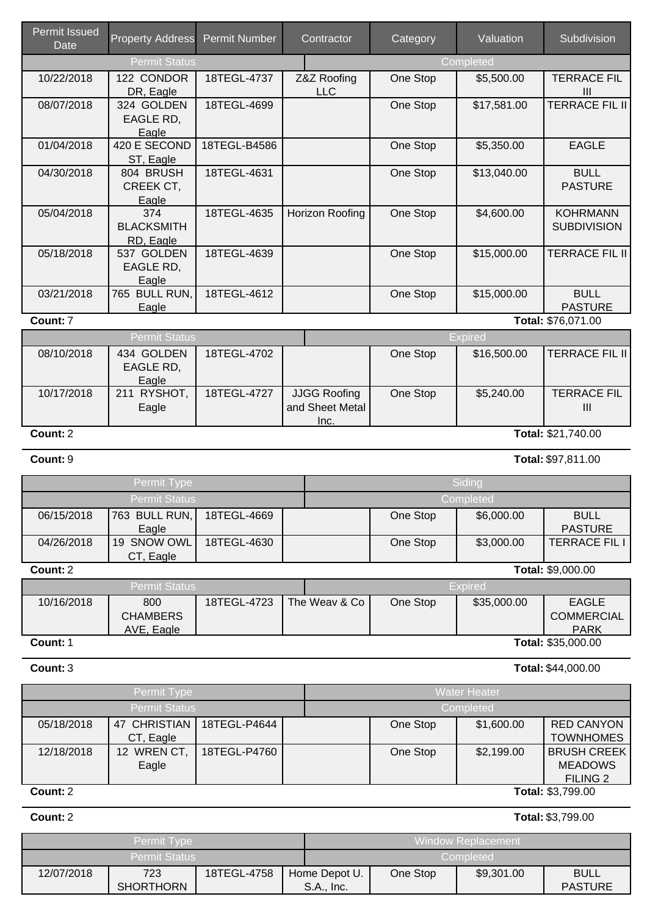| Permit Issued Date | Property Address | Permit Number | Contractor | Category | Valuation | Subdivision |
|---|---|---|---|---|---|---|
| Permit Status | | | Completed | | | |
| 10/22/2018 | 122 CONDOR DR, Eagle | 18TEGL-4737 | Z&Z Roofing LLC | One Stop | $5,500.00 | TERRACE FIL III |
| 08/07/2018 | 324 GOLDEN EAGLE RD, Eagle | 18TEGL-4699 | | One Stop | $17,581.00 | TERRACE FIL II |
| 01/04/2018 | 420 E SECOND ST, Eagle | 18TEGL-B4586 | | One Stop | $5,350.00 | EAGLE |
| 04/30/2018 | 804 BRUSH CREEK CT, Eagle | 18TEGL-4631 | | One Stop | $13,040.00 | BULL PASTURE |
| 05/04/2018 | 374 BLACKSMITH RD, Eagle | 18TEGL-4635 | Horizon Roofing | One Stop | $4,600.00 | KOHRMANN SUBDIVISION |
| 05/18/2018 | 537 GOLDEN EAGLE RD, Eagle | 18TEGL-4639 | | One Stop | $15,000.00 | TERRACE FIL II |
| 03/21/2018 | 765 BULL RUN, Eagle | 18TEGL-4612 | | One Stop | $15,000.00 | BULL PASTURE |
| **Count:** 7 | | | | | | **Total:** $76,071.00 |
| Permit Status | | | Expired | | | |
| 08/10/2018 | 434 GOLDEN EAGLE RD, Eagle | 18TEGL-4702 | | One Stop | $16,500.00 | TERRACE FIL II |
| 10/17/2018 | 211 RYSHOT, Eagle | 18TEGL-4727 | JJGG Roofing and Sheet Metal Inc. | One Stop | $5,240.00 | TERRACE FIL III |
| **Count:** 2 | | | | | | **Total:** $21,740.00 |
| **Count:** 9 | | | | | | **Total:** $97,811.00 |
| Permit Type | | | Siding | | | |
| Permit Status | | | Completed | | | |
| 06/15/2018 | 763 BULL RUN, Eagle | 18TEGL-4669 | | One Stop | $6,000.00 | BULL PASTURE |
| 04/26/2018 | 19 SNOW OWL CT, Eagle | 18TEGL-4630 | | One Stop | $3,000.00 | TERRACE FIL I |
| **Count:** 2 | | | | | | **Total:** $9,000.00 |
| Permit Status | | | Expired | | | |
| 10/16/2018 | 800 CHAMBERS AVE, Eagle | 18TEGL-4723 | The Weav & Co | One Stop | $35,000.00 | EAGLE COMMERCIAL PARK |
| **Count:** 1 | | | | | | **Total:** $35,000.00 |
| **Count:** 3 | | | | | | **Total:** $44,000.00 |
| Permit Type | | | Water Heater | | | |
| Permit Status | | | Completed | | | |
| 05/18/2018 | 47 CHRISTIAN CT, Eagle | 18TEGL-P4644 | | One Stop | $1,600.00 | RED CANYON TOWNHOMES |
| 12/18/2018 | 12 WREN CT, Eagle | 18TEGL-P4760 | | One Stop | $2,199.00 | BRUSH CREEK MEADOWS FILING 2 |
| **Count:** 2 | | | | | | **Total:** $3,799.00 |
| **Count:** 2 | | | | | | **Total:** $3,799.00 |
| Permit Type | | | Window Replacement | | | |
| Permit Status | | | Completed | | | |
| 12/07/2018 | 723 SHORTHORN | 18TEGL-4758 | Home Depot U. S.A., Inc. | One Stop | $9,301.00 | BULL PASTURE |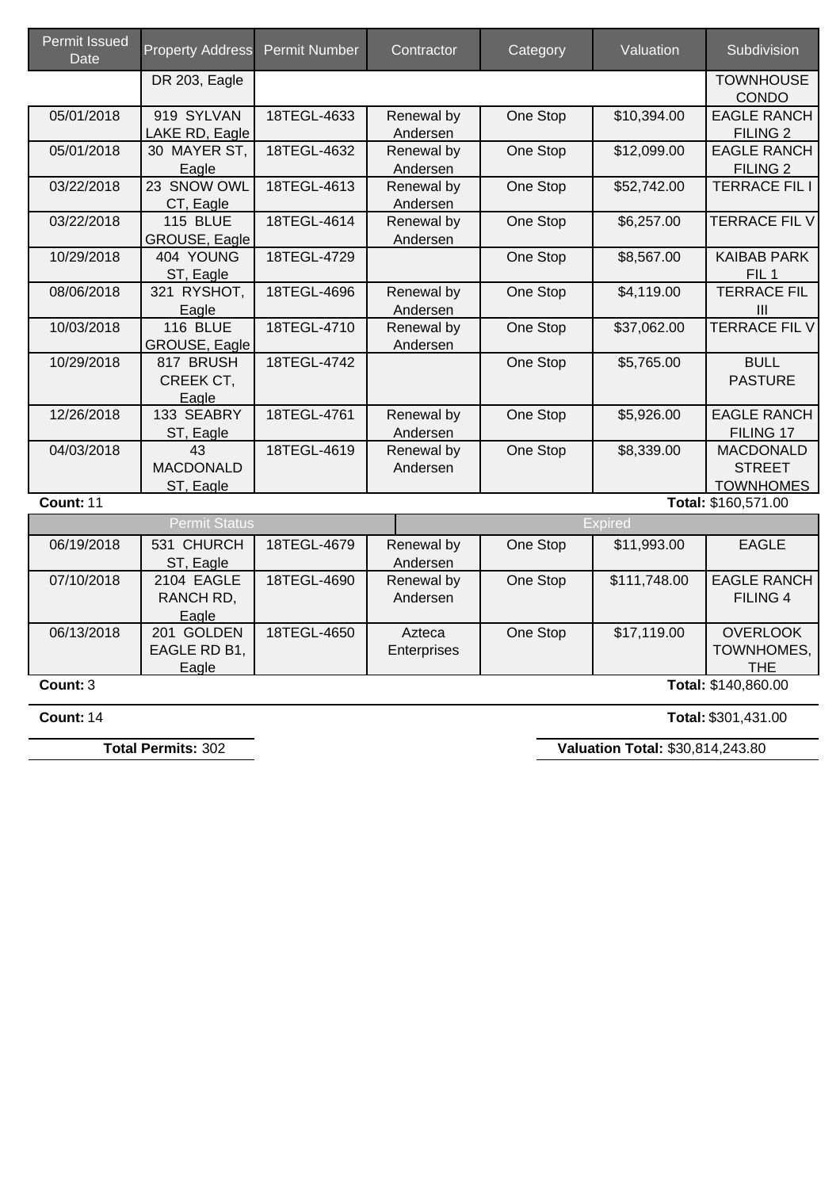| Permit Issued Date | Property Address | Permit Number | Contractor | Category | Valuation | Subdivision |
|---|---|---|---|---|---|---|
| | DR 203, Eagle | | | | | TOWNHOUSE CONDO |
| 05/01/2018 | 919 SYLVAN LAKE RD, Eagle | 18TEGL-4633 | Renewal by Andersen | One Stop | $10,394.00 | EAGLE RANCH FILING 2 |
| 05/01/2018 | 30 MAYER ST, Eagle | 18TEGL-4632 | Renewal by Andersen | One Stop | $12,099.00 | EAGLE RANCH FILING 2 |
| 03/22/2018 | 23 SNOW OWL CT, Eagle | 18TEGL-4613 | Renewal by Andersen | One Stop | $52,742.00 | TERRACE FIL I |
| 03/22/2018 | 115 BLUE GROUSE, Eagle | 18TEGL-4614 | Renewal by Andersen | One Stop | $6,257.00 | TERRACE FIL V |
| 10/29/2018 | 404 YOUNG ST, Eagle | 18TEGL-4729 | | One Stop | $8,567.00 | KAIBAB PARK FIL 1 |
| 08/06/2018 | 321 RYSHOT, Eagle | 18TEGL-4696 | Renewal by Andersen | One Stop | $4,119.00 | TERRACE FIL III |
| 10/03/2018 | 116 BLUE GROUSE, Eagle | 18TEGL-4710 | Renewal by Andersen | One Stop | $37,062.00 | TERRACE FIL V |
| 10/29/2018 | 817 BRUSH CREEK CT, Eagle | 18TEGL-4742 | | One Stop | $5,765.00 | BULL PASTURE |
| 12/26/2018 | 133 SEABRY ST, Eagle | 18TEGL-4761 | Renewal by Andersen | One Stop | $5,926.00 | EAGLE RANCH FILING 17 |
| 04/03/2018 | 43 MACDONALD ST, Eagle | 18TEGL-4619 | Renewal by Andersen | One Stop | $8,339.00 | MACDONALD STREET TOWNHOMES |

**Count:** 11 **Total:** $160,571.00

| Permit Status | | | Expired | | | |
|---|---|---|---|---|---|---|
| 06/19/2018 | 531 CHURCH ST, Eagle | 18TEGL-4679 | Renewal by Andersen | One Stop | $11,993.00 | EAGLE |
| 07/10/2018 | 2104 EAGLE RANCH RD, Eagle | 18TEGL-4690 | Renewal by Andersen | One Stop | $111,748.00 | EAGLE RANCH FILING 4 |
| 06/13/2018 | 201 GOLDEN EAGLE RD B1, Eagle | 18TEGL-4650 | Azteca Enterprises | One Stop | $17,119.00 | OVERLOOK TOWNHOMES, THE |

**Count:** 3 **Total:** $140,860.00

**Count:** 14 **Total:** $301,431.00

**Total Permits:** 302 **Valuation Total:** $30,814,243.80